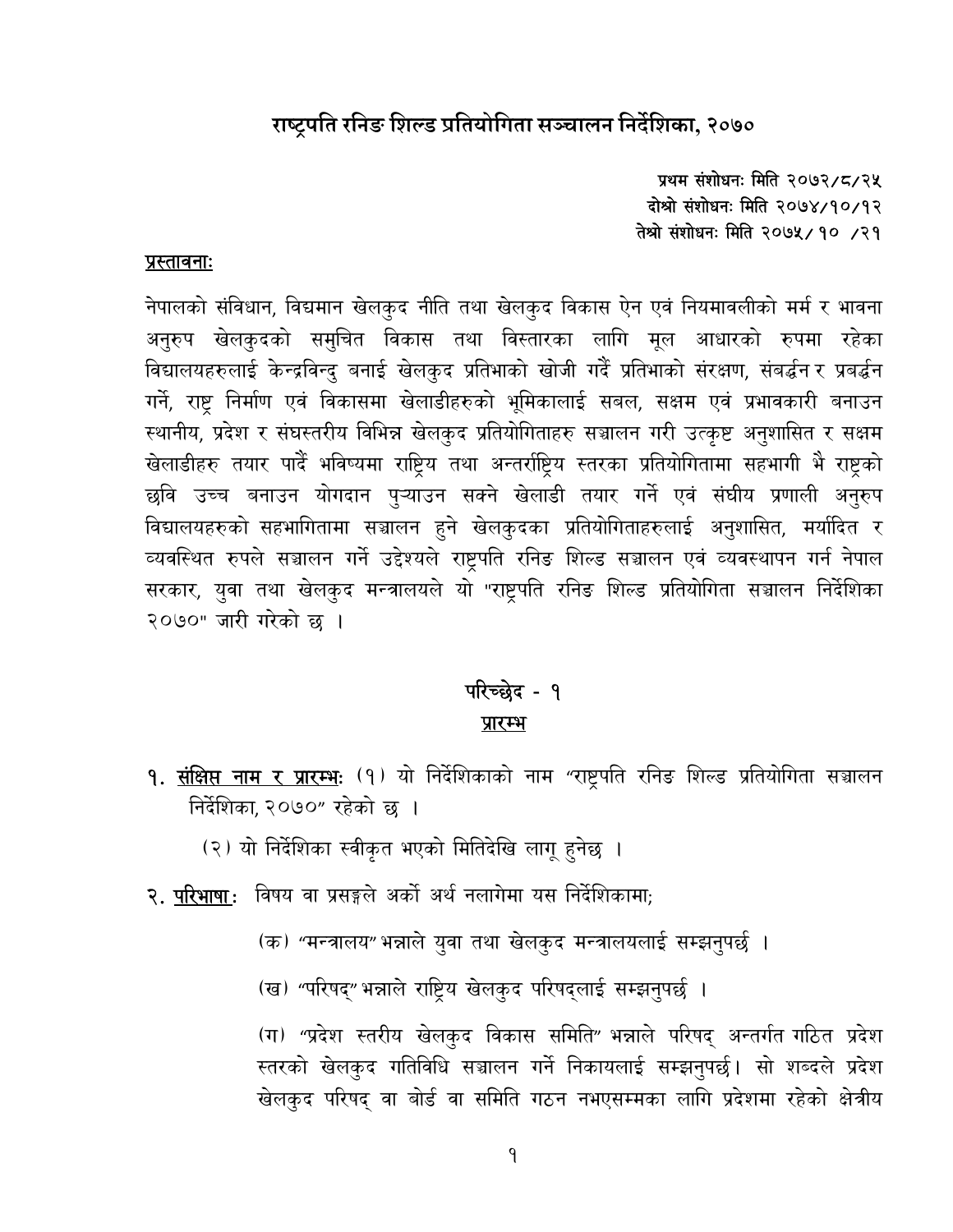# राष्ट्रपति रनिङ शिल्ड प्रतियोगिता सञ्चालन निर्देशिका, २०७०

**प्रथम संशोधनः मिति २०७२/८/२५**
**दोश्रो संशोधनः मिति २०७४/१०/१२**
**तेश्रो संशोधनः मिति २०७५/ १० /२१**

**प्रस्तावनाः**

नेपालको संविधान, विद्यमान खेलकुद नीति तथा खेलकुद विकास ऐन एवं नियमावलीको मर्म र भावना अनुरुप खेलकुदको समुचित विकास तथा विस्तारका लागि मूल आधारको रुपमा रहेका विद्यालयहरुलाई केन्द्रविन्दु बनाई खेलकुद प्रतिभाको खोजी गर्दै प्रतिभाको संरक्षण, संबर्द्धन र प्रबर्द्धन गर्ने, राष्ट्र निर्माण एवं विकासमा खेलाडीहरुको भूमिकालाई सबल, सक्षम एवं प्रभावकारी बनाउन स्थानीय, प्रदेश र संघस्तरीय विभिन्न खेलकुद प्रतियोगिताहरु सञ्चालन गरी उत्कृष्ट अनुशासित र सक्षम खेलाडीहरु तयार पार्दै भविष्यमा राष्ट्रिय तथा अन्तर्राष्ट्रिय स्तरका प्रतियोगितामा सहभागी भै राष्ट्रको छवि उच्च बनाउन योगदान पुऱ्याउन सक्ने खेलाडी तयार गर्ने एवं संघीय प्रणाली अनुरुप विद्यालयहरुको सहभागितामा सञ्चालन हुने खेलकुदका प्रतियोगिताहरुलाई अनुशासित, मर्यादित र व्यवस्थित रुपले सञ्चालन गर्ने उद्देश्यले राष्ट्रपति रनिङ शिल्ड सञ्चालन एवं व्यवस्थापन गर्न नेपाल सरकार, युवा तथा खेलकुद मन्त्रालयले यो "राष्ट्रपति रनिङ शिल्ड प्रतियोगिता सञ्चालन निर्देशिका २०७०" जारी गरेको छ ।

## परिच्छेद - १
## प्रारम्भ

१. **संक्षिप्त नाम र प्रारम्भः** (१) यो निर्देशिकाको नाम "राष्ट्रपति रनिङ शिल्ड प्रतियोगिता सञ्चालन निर्देशिका, २०७०" रहेको छ ।

(२) यो निर्देशिका स्वीकृत भएको मितिदेखि लागू हुनेछ ।

२. **परिभाषा**: विषय वा प्रसङ्गले अर्को अर्थ नलागेमा यस निर्देशिकामा;

(क) "मन्त्रालय" भन्नाले युवा तथा खेलकुद मन्त्रालयलाई सम्झनुपर्छ ।

(ख) "परिषद्" भन्नाले राष्ट्रिय खेलकुद परिषद्लाई सम्झनुपर्छ ।

(ग) "प्रदेश स्तरीय खेलकुद विकास समिति" भन्नाले परिषद् अन्तर्गत गठित प्रदेश स्तरको खेलकुद गतिविधि सञ्चालन गर्ने निकायलाई सम्झनुपर्छ। सो शब्दले प्रदेश खेलकुद परिषद् वा बोर्ड वा समिति गठन नभएसम्मका लागि प्रदेशमा रहेको क्षेत्रीय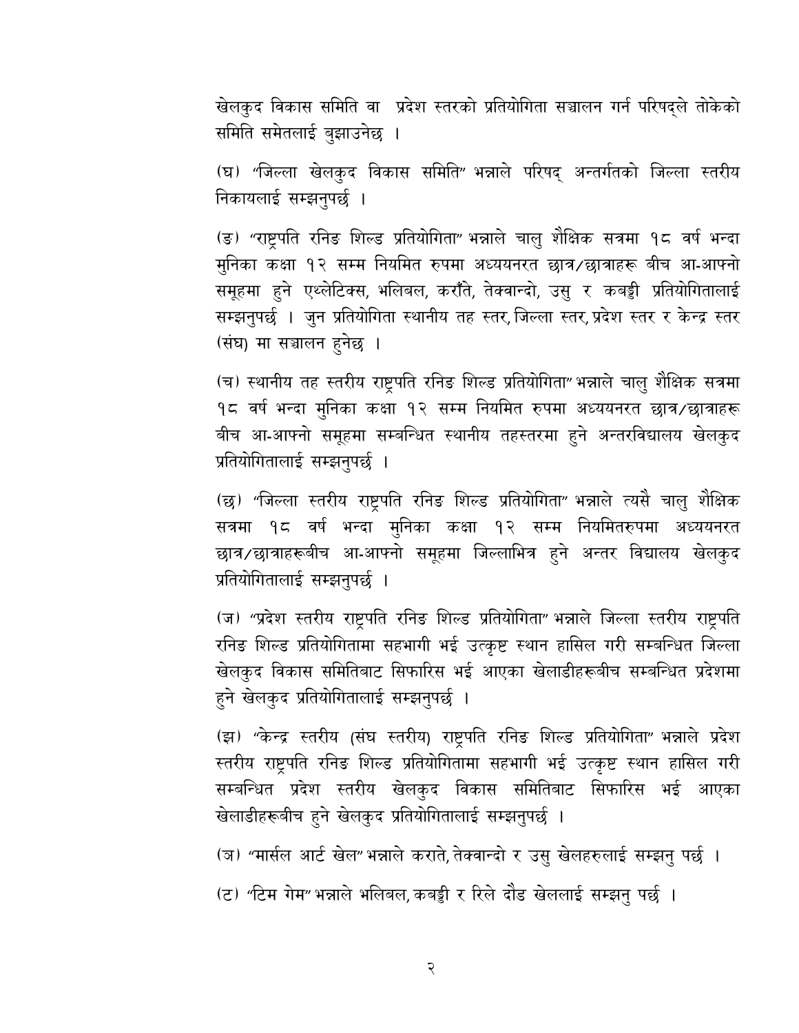खेलकुद विकास समिति वा प्रदेश स्तरको प्रतियोगिता सञ्चालन गर्न परिषद्ले तोकेको समिति समेतलाई बुझाउनेछ ।

(घ) "जिल्ला खेलकुद विकास समिति" भन्नाले परिषद् अन्तर्गतको जिल्ला स्तरीय निकायलाई सम्झनुपर्छ ।

(ङ) "राष्ट्रपति रनिङ शिल्ड प्रतियोगिता" भन्नाले चालु शैक्षिक सत्रमा १८ वर्ष भन्दा मुनिका कक्षा १२ सम्म नियमित रुपमा अध्ययनरत छात्र/छात्राहरू बीच आ-आफ्नो समूहमा हुने एथ्लेटिक्स, भलिबल, करॉंते, तेक्वान्दो, उसु र कबड्डी प्रतियोगितालाई सम्झनुपर्छ । जुन प्रतियोगिता स्थानीय तह स्तर, जिल्ला स्तर, प्रदेश स्तर र केन्द्र स्तर (संघ) मा सञ्चालन हुनेछ ।

(च) स्थानीय तह स्तरीय राष्ट्रपति रनिङ शिल्ड प्रतियोगिता" भन्नाले चालु शैक्षिक सत्रमा १८ वर्ष भन्दा मुनिका कक्षा १२ सम्म नियमित रुपमा अध्ययनरत छात्र/छात्राहरू बीच आ-आफ्नो समूहमा सम्बन्धित स्थानीय तहस्तरमा हुने अन्तरविद्यालय खेलकुद प्रतियोगितालाई सम्झनुपर्छ ।

(छ) "जिल्ला स्तरीय राष्ट्रपति रनिङ शिल्ड प्रतियोगिता" भन्नाले त्यसै चालु शैक्षिक सत्रमा १८ वर्ष भन्दा मुनिका कक्षा १२ सम्म नियमितरुपमा अध्ययनरत छात्र/छात्राहरूबीच आ-आफ्नो समूहमा जिल्लाभित्र हुने अन्तर विद्यालय खेलकुद प्रतियोगितालाई सम्झनुपर्छ ।

(ज) "प्रदेश स्तरीय राष्ट्रपति रनिङ शिल्ड प्रतियोगिता" भन्नाले जिल्ला स्तरीय राष्ट्रपति रनिङ शिल्ड प्रतियोगितामा सहभागी भई उत्कृष्ट स्थान हासिल गरी सम्बन्धित जिल्ला खेलकुद विकास समितिबाट सिफारिस भई आएका खेलाडीहरूबीच सम्बन्धित प्रदेशमा हुने खेलकुद प्रतियोगितालाई सम्झनुपर्छ ।

(झ) "केन्द्र स्तरीय (संघ स्तरीय) राष्ट्रपति रनिङ शिल्ड प्रतियोगिता" भन्नाले प्रदेश स्तरीय राष्ट्रपति रनिङ शिल्ड प्रतियोगितामा सहभागी भई उत्कृष्ट स्थान हासिल गरी सम्बन्धित प्रदेश स्तरीय खेलकुद विकास समितिबाट सिफारिस भई आएका खेलाडीहरूबीच हुने खेलकुद प्रतियोगितालाई सम्झनुपर्छ ।

(ञ) "मार्सल आर्ट खेल" भन्नाले कराते, तेक्वान्दो र उसु खेलहरुलाई सम्झनु पर्छ ।

(ट) "टिम गेम" भन्नाले भलिबल, कबड्डी र रिले दौड खेललाई सम्झनु पर्छ ।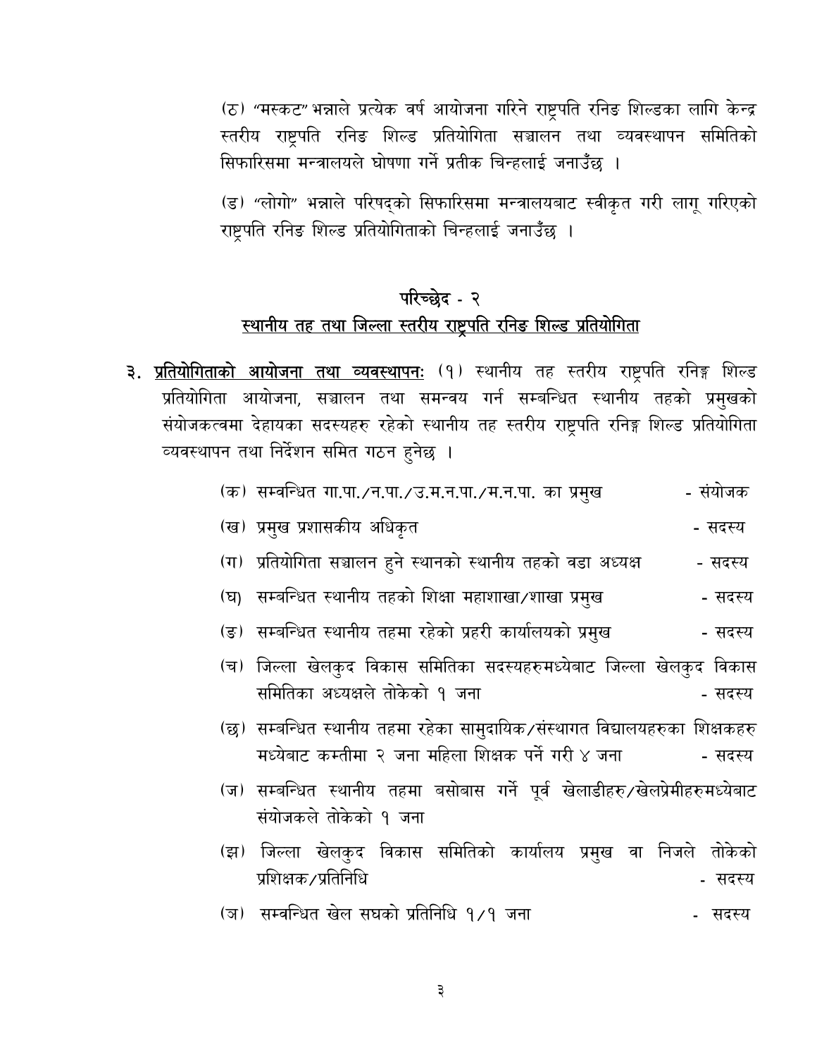(ठ) "मस्कट" भन्नाले प्रत्येक वर्ष आयोजना गरिने राष्ट्रपति रनिङ शिल्डका लागि केन्द्र स्तरीय राष्ट्रपति रनिङ शिल्ड प्रतियोगिता सञ्चालन तथा व्यवस्थापन समितिको सिफारिसमा मन्त्रालयले घोषणा गर्ने प्रतीक चिन्हलाई जनाउँछ ।

(ड) "लोगो" भन्नाले परिषद्को सिफारिसमा मन्त्रालयबाट स्वीकृत गरी लागू गरिएको राष्ट्रपति रनिङ शिल्ड प्रतियोगिताको चिन्हलाई जनाउँछ ।

## परिच्छेद - २

## स्थानीय तह तथा जिल्ला स्तरीय राष्ट्रपति रनिङ शिल्ड प्रतियोगिता

३. **प्रतियोगिताको आयोजना तथा व्यवस्थापनः** (१) स्थानीय तह स्तरीय राष्ट्रपति रनिङ्ग शिल्ड प्रतियोगिता आयोजना, सञ्चालन तथा समन्वय गर्न सम्बन्धित स्थानीय तहको प्रमुखको संयोजकत्वमा देहायका सदस्यहरु रहेको स्थानीय तह स्तरीय राष्ट्रपति रनिङ्ग शिल्ड प्रतियोगिता व्यवस्थापन तथा निर्देशन समित गठन हुनेछ ।

(क) सम्वन्धित गा.पा./न.पा./उ.म.न.पा./म.न.पा. का प्रमुख - संयोजक

(ख) प्रमुख प्रशासकीय अधिकृत - सदस्य

(ग) प्रतियोगिता सञ्चालन हुने स्थानको स्थानीय तहको वडा अध्यक्ष - सदस्य

(घ) सम्बन्धित स्थानीय तहको शिक्षा महाशाखा/शाखा प्रमुख - सदस्य

(ङ) सम्बन्धित स्थानीय तहमा रहेको प्रहरी कार्यालयको प्रमुख - सदस्य

(च) जिल्ला खेलकुद विकास समितिका सदस्यहरुमध्येबाट जिल्ला खेलकुद विकास समितिका अध्यक्षले तोकेको १ जना - सदस्य

(छ) सम्बन्धित स्थानीय तहमा रहेका सामुदायिक/संस्थागत विद्यालयहरुका शिक्षकहरु मध्येबाट कम्तीमा २ जना महिला शिक्षक पर्ने गरी ४ जना - सदस्य

(ज) सम्बन्धित स्थानीय तहमा बसोबास गर्ने पूर्व खेलाडीहरु/खेलप्रेमीहरुमध्येबाट संयोजकले तोकेको १ जना

(झ) जिल्ला खेलकुद विकास समितिको कार्यालय प्रमुख वा निजले तोकेको प्रशिक्षक/प्रतिनिधि - सदस्य

(ञ) सम्वन्धित खेल सघको प्रतिनिधि १/१ जना - सदस्य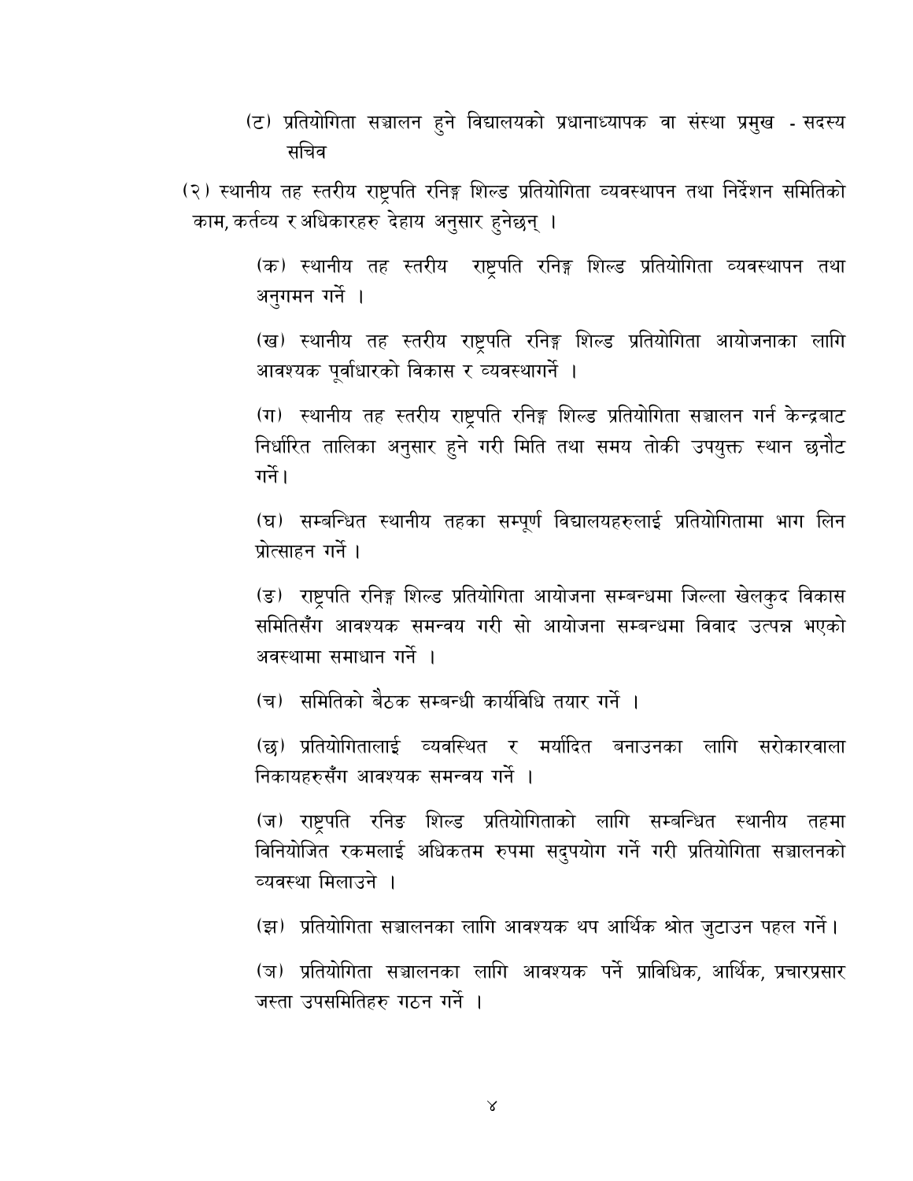(ट) प्रतियोगिता सञ्चालन हुने विद्यालयको प्रधानाध्यापक वा संस्था प्रमुख - सदस्य सचिव

(२) स्थानीय तह स्तरीय राष्ट्रपति रनिङ्ग शिल्ड प्रतियोगिता व्यवस्थापन तथा निर्देशन समितिको काम, कर्तव्य र अधिकारहरु देहाय अनुसार हुनेछन् ।

(क) स्थानीय तह स्तरीय राष्ट्रपति रनिङ्ग शिल्ड प्रतियोगिता व्यवस्थापन तथा अनुगमन गर्ने ।

(ख) स्थानीय तह स्तरीय राष्ट्रपति रनिङ्ग शिल्ड प्रतियोगिता आयोजनाका लागि आवश्यक पूर्वाधारको विकास र व्यवस्थागर्ने ।

(ग) स्थानीय तह स्तरीय राष्ट्रपति रनिङ्ग शिल्ड प्रतियोगिता सञ्चालन गर्न केन्द्रबाट निर्धारित तालिका अनुसार हुने गरी मिति तथा समय तोकी उपयुक्त स्थान छनौट गर्ने।

(घ) सम्बन्धित स्थानीय तहका सम्पूर्ण विद्यालयहरुलाई प्रतियोगितामा भाग लिन प्रोत्साहन गर्ने ।

(ङ) राष्ट्रपति रनिङ्ग शिल्ड प्रतियोगिता आयोजना सम्बन्धमा जिल्ला खेलकुद विकास समितिसँग आवश्यक समन्वय गरी सो आयोजना सम्बन्धमा विवाद उत्पन्न भएको अवस्थामा समाधान गर्ने ।

(च) समितिको बैठक सम्बन्धी कार्यविधि तयार गर्ने ।

(छ) प्रतियोगितालाई व्यवस्थित र मर्यादित बनाउनका लागि सरोकारवाला निकायहरुसँग आवश्यक समन्वय गर्ने ।

(ज) राष्ट्रपति रनिङ शिल्ड प्रतियोगिताको लागि सम्बन्धित स्थानीय तहमा विनियोजित रकमलाई अधिकतम रुपमा सदुपयोग गर्ने गरी प्रतियोगिता सञ्चालनको व्यवस्था मिलाउने ।

(झ) प्रतियोगिता सञ्चालनका लागि आवश्यक थप आर्थिक श्रोत जुटाउन पहल गर्ने।

(ञ) प्रतियोगिता सञ्चालनका लागि आवश्यक पर्ने प्राविधिक, आर्थिक, प्रचारप्रसार जस्ता उपसमितिहरु गठन गर्ने ।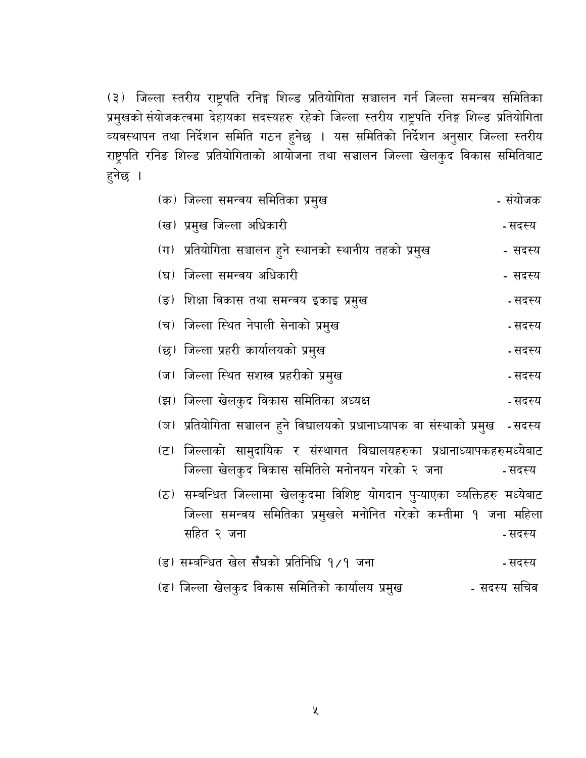(३) जिल्ला स्तरीय राष्ट्रपति रनिङ्ग शिल्ड प्रतियोगिता सञ्चालन गर्न जिल्ला समन्वय समितिका प्रमुखको संयोजकत्वमा देहायका सदस्यहरु रहेको जिल्ला स्तरीय राष्ट्रपति रनिङ्ग शिल्ड प्रतियोगिता व्यवस्थापन तथा निर्देशन समिति गठन हुनेछ । यस समितिको निर्देशन अनुसार जिल्ला स्तरीय राष्ट्रपति रनिङ शिल्ड प्रतियोगिताको आयोजना तथा सञ्चालन जिल्ला खेलकुद विकास समितिबाट हुनेछ ।

(क) जिल्ला समन्वय समितिका प्रमुख - संयोजक

(ख) प्रमुख जिल्ला अधिकारी - सदस्य

(ग) प्रतियोगिता सञ्चालन हुने स्थानको स्थानीय तहको प्रमुख - सदस्य

(घ) जिल्ला समन्वय अधिकारी - सदस्य

(ङ) शिक्षा विकास तथा समन्वय इकाइ प्रमुख - सदस्य

(च) जिल्ला स्थित नेपाली सेनाको प्रमुख - सदस्य

(छ) जिल्ला प्रहरी कार्यालयको प्रमुख - सदस्य

(ज) जिल्ला स्थित सशस्त्र प्रहरीको प्रमुख - सदस्य

(झ) जिल्ला खेलकुद विकास समितिका अध्यक्ष - सदस्य

(ञ) प्रतियोगिता सञ्चालन हुने विद्यालयको प्रधानाध्यापक वा संस्थाको प्रमुख - सदस्य

(ट) जिल्लाको सामुदायिक र संस्थागत विद्यालयहरुका प्रधानाध्यापकहरुमध्येबाट जिल्ला खेलकुद विकास समितिले मनोनयन गरेको २ जना - सदस्य

(ठ) सम्बन्धित जिल्लामा खेलकुदमा विशिष्ट योगदान पुऱ्याएका व्यक्तिहरु मध्येबाट जिल्ला समन्वय समितिका प्रमुखले मनोनित गरेको कम्तीमा १ जना महिला सहित २ जना - सदस्य

(ड) सम्बन्धित खेल सँघको प्रतिनिधि १/१ जना - सदस्य

(ढ) जिल्ला खेलकुद विकास समितिको कार्यालय प्रमुख - सदस्य सचिव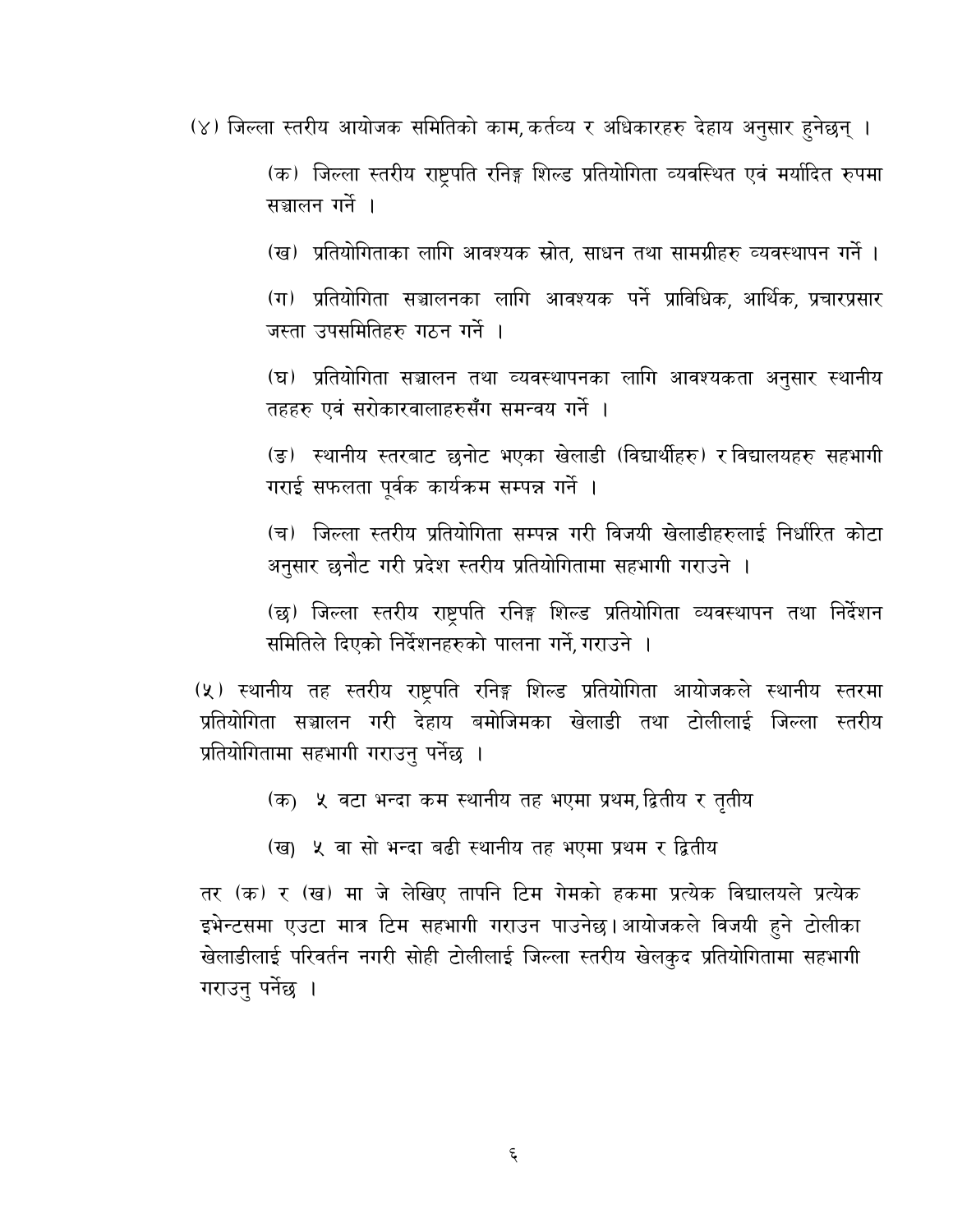(४) जिल्ला स्तरीय आयोजक समितिको काम, कर्तव्य र अधिकारहरु देहाय अनुसार हुनेछन् ।

(क) जिल्ला स्तरीय राष्ट्रपति रनिङ्ग शिल्ड प्रतियोगिता व्यवस्थित एवं मर्यादित रुपमा सञ्चालन गर्ने ।

(ख) प्रतियोगिताका लागि आवश्यक स्रोत, साधन तथा सामग्रीहरु व्यवस्थापन गर्ने ।

(ग) प्रतियोगिता सञ्चालनका लागि आवश्यक पर्ने प्राविधिक, आर्थिक, प्रचारप्रसार जस्ता उपसमितिहरु गठन गर्ने ।

(घ) प्रतियोगिता सञ्चालन तथा व्यवस्थापनका लागि आवश्यकता अनुसार स्थानीय तहहरु एवं सरोकारवालाहरुसँग समन्वय गर्ने ।

(ङ) स्थानीय स्तरबाट छनोट भएका खेलाडी (विद्यार्थीहरु) र विद्यालयहरु सहभागी गराई सफलता पूर्वक कार्यक्रम सम्पन्न गर्ने ।

(च) जिल्ला स्तरीय प्रतियोगिता सम्पन्न गरी विजयी खेलाडीहरुलाई निर्धारित कोटा अनुसार छनौट गरी प्रदेश स्तरीय प्रतियोगितामा सहभागी गराउने ।

(छ) जिल्ला स्तरीय राष्ट्रपति रनिङ्ग शिल्ड प्रतियोगिता व्यवस्थापन तथा निर्देशन समितिले दिएको निर्देशनहरुको पालना गर्ने, गराउने ।

(५) स्थानीय तह स्तरीय राष्ट्रपति रनिङ्ग शिल्ड प्रतियोगिता आयोजकले स्थानीय स्तरमा प्रतियोगिता सञ्चालन गरी देहाय बमोजिमका खेलाडी तथा टोलीलाई जिल्ला स्तरीय प्रतियोगितामा सहभागी गराउनु पर्नेछ ।

(क) ५ वटा भन्दा कम स्थानीय तह भएमा प्रथम, द्वितीय र तृतीय

(ख) ५ वा सो भन्दा बढी स्थानीय तह भएमा प्रथम र द्वितीय

तर (क) र (ख) मा जे लेखिए तापनि टिम गेमको हकमा प्रत्येक विद्यालयले प्रत्येक इभेन्टसमा एउटा मात्र टिम सहभागी गराउन पाउनेछ। आयोजकले विजयी हुने टोलीका खेलाडीलाई परिवर्तन नगरी सोही टोलीलाई जिल्ला स्तरीय खेलकुद प्रतियोगितामा सहभागी गराउनु पर्नेछ ।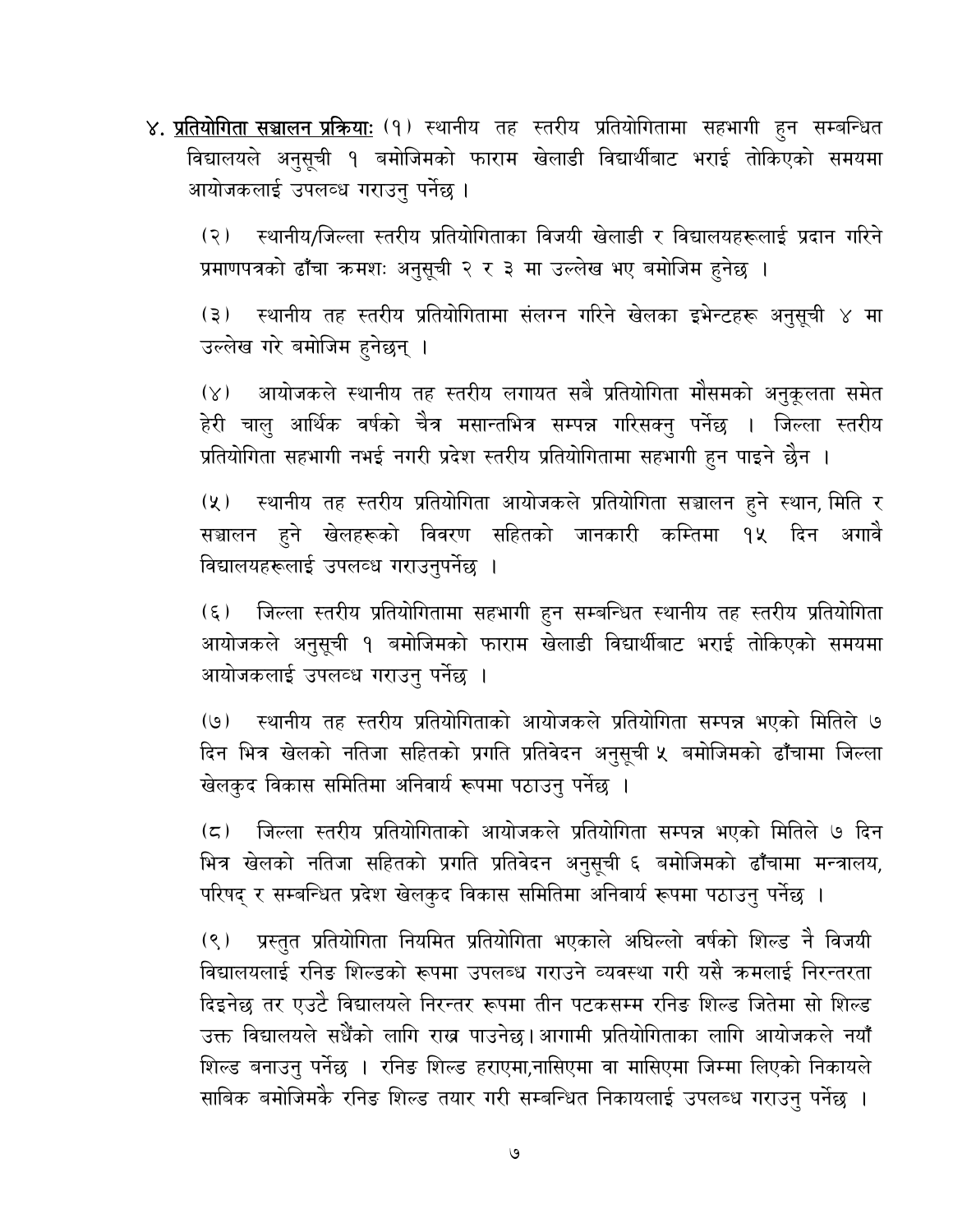४. **प्रतियोगिता सञ्चालन प्रक्रियाः** (१) स्थानीय तह स्तरीय प्रतियोगितामा सहभागी हुन सम्बन्धित विद्यालयले अनुसूची १ बमोजिमको फाराम खेलाडी विद्यार्थीबाट भराई तोकिएको समयमा आयोजकलाई उपलब्ध गराउनु पर्नेछ ।

(२) स्थानीय/जिल्ला स्तरीय प्रतियोगिताका विजयी खेलाडी र विद्यालयहरूलाई प्रदान गरिने प्रमाणपत्रको ढाँचा क्रमशः अनुसूची २ र ३ मा उल्लेख भए बमोजिम हुनेछ ।

(३) स्थानीय तह स्तरीय प्रतियोगितामा संलग्न गरिने खेलका इभेन्टहरू अनुसूची ४ मा उल्लेख गरे बमोजिम हुनेछन् ।

(४) आयोजकले स्थानीय तह स्तरीय लगायत सबै प्रतियोगिता मौसमको अनुकूलता समेत हेरी चालु आर्थिक वर्षको चैत्र मसान्तभित्र सम्पन्न गरिसक्नु पर्नेछ । जिल्ला स्तरीय प्रतियोगिता सहभागी नभई नगरी प्रदेश स्तरीय प्रतियोगितामा सहभागी हुन पाइने छैन ।

(५) स्थानीय तह स्तरीय प्रतियोगिता आयोजकले प्रतियोगिता सञ्चालन हुने स्थान, मिति र सञ्चालन हुने खेलहरूको विवरण सहितको जानकारी कम्तिमा १५ दिन अगावै विद्यालयहरूलाई उपलब्ध गराउनुपर्नेछ ।

(६) जिल्ला स्तरीय प्रतियोगितामा सहभागी हुन सम्बन्धित स्थानीय तह स्तरीय प्रतियोगिता आयोजकले अनुसूची १ बमोजिमको फाराम खेलाडी विद्यार्थीबाट भराई तोकिएको समयमा आयोजकलाई उपलब्ध गराउनु पर्नेछ ।

(७) स्थानीय तह स्तरीय प्रतियोगिताको आयोजकले प्रतियोगिता सम्पन्न भएको मितिले ७ दिन भित्र खेलको नतिजा सहितको प्रगति प्रतिवेदन अनुसूची ५ बमोजिमको ढाँचामा जिल्ला खेलकुद विकास समितिमा अनिवार्य रूपमा पठाउनु पर्नेछ ।

(८) जिल्ला स्तरीय प्रतियोगिताको आयोजकले प्रतियोगिता सम्पन्न भएको मितिले ७ दिन भित्र खेलको नतिजा सहितको प्रगति प्रतिवेदन अनुसूची ६ बमोजिमको ढाँचामा मन्त्रालय, परिषद् र सम्बन्धित प्रदेश खेलकुद विकास समितिमा अनिवार्य रूपमा पठाउनु पर्नेछ ।

(९) प्रस्तुत प्रतियोगिता नियमित प्रतियोगिता भएकाले अघिल्लो वर्षको शिल्ड नै विजयी विद्यालयलाई रनिङ शिल्डको रूपमा उपलब्ध गराउने व्यवस्था गरी यसै क्रमलाई निरन्तरता दिइनेछ तर एउटै विद्यालयले निरन्तर रूपमा तीन पटकसम्म रनिङ शिल्ड जितेमा सो शिल्ड उक्त विद्यालयले सधैंको लागि राख्न पाउनेछ। आगामी प्रतियोगिताका लागि आयोजकले नयाँ शिल्ड बनाउनु पर्नेछ । रनिङ शिल्ड हराएमा,नासिएमा वा मासिएमा जिम्मा लिएको निकायले साबिक बमोजिमकै रनिङ शिल्ड तयार गरी सम्बन्धित निकायलाई उपलब्ध गराउनु पर्नेछ ।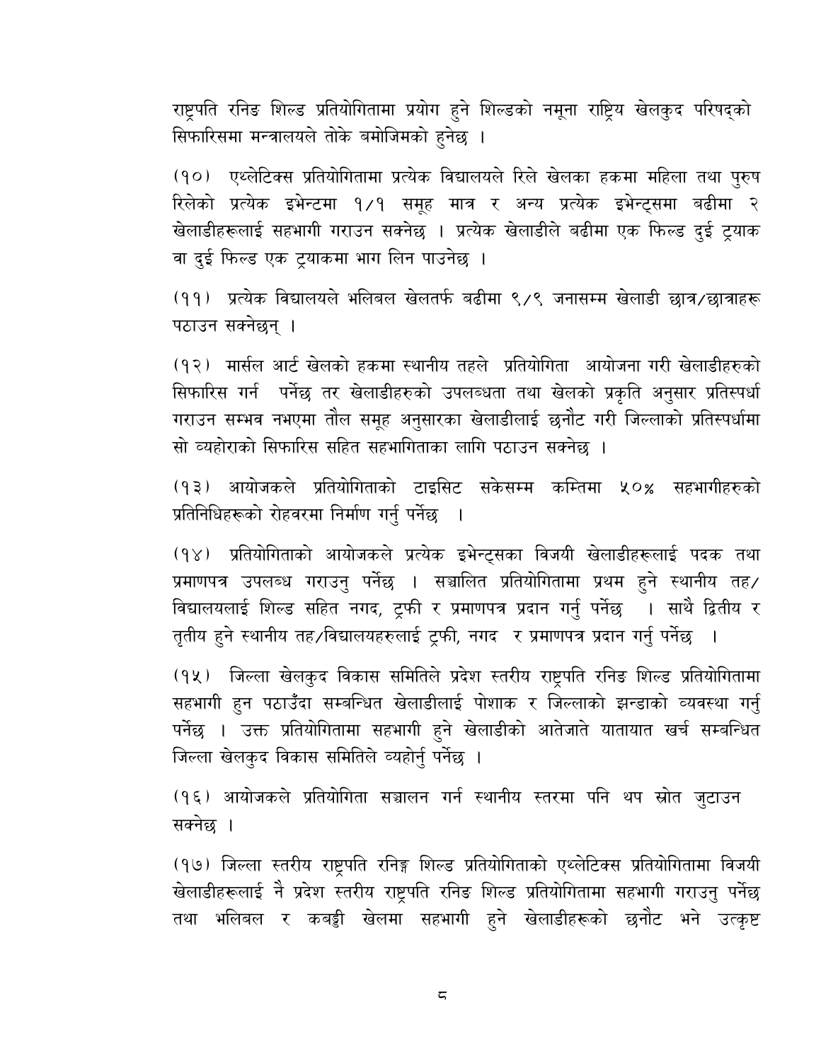राष्ट्रपति रनिङ शिल्ड प्रतियोगितामा प्रयोग हुने शिल्डको नमूना राष्ट्रिय खेलकुद परिषद्को सिफारिसमा मन्त्रालयले तोके बमोजिमको हुनेछ ।

(१०) एथ्लेटिक्स प्रतियोगितामा प्रत्येक विद्यालयले रिले खेलका हकमा महिला तथा पुरुष रिलेको प्रत्येक इभेन्टमा १/१ समूह मात्र र अन्य प्रत्येक इभेन्ट्समा बढीमा २ खेलाडीहरूलाई सहभागी गराउन सक्नेछ । प्रत्येक खेलाडीले बढीमा एक फिल्ड दुई ट्र्याक वा दुई फिल्ड एक ट्र्याकमा भाग लिन पाउनेछ ।

(११) प्रत्येक विद्यालयले भलिबल खेलतर्फ बढीमा ९/९ जनासम्म खेलाडी छात्र/छात्राहरू पठाउन सक्नेछन् ।

(१२) मार्सल आर्ट खेलको हकमा स्थानीय तहले प्रतियोगिता आयोजना गरी खेलाडीहरुको सिफारिस गर्न पर्नेछ तर खेलाडीहरुको उपलब्धता तथा खेलको प्रकृति अनुसार प्रतिस्पर्धा गराउन सम्भव नभएमा तौल समूह अनुसारका खेलाडीलाई छनौट गरी जिल्लाको प्रतिस्पर्धामा सो व्यहोराको सिफारिस सहित सहभागिताका लागि पठाउन सक्नेछ ।

(१३) आयोजकले प्रतियोगिताको टाइसिट सकेसम्म कम्तिमा ५०% सहभागीहरुको प्रतिनिधिहरूको रोहवरमा निर्माण गर्नु पर्नेछ ।

(१४) प्रतियोगिताको आयोजकले प्रत्येक इभेन्ट्सका विजयी खेलाडीहरूलाई पदक तथा प्रमाणपत्र उपलब्ध गराउनु पर्नेछ । सञ्चालित प्रतियोगितामा प्रथम हुने स्थानीय तह/ विद्यालयलाई शिल्ड सहित नगद, ट्रफी र प्रमाणपत्र प्रदान गर्नु पर्नेछ । साथै द्वितीय र तृतीय हुने स्थानीय तह/विद्यालयहरुलाई ट्रफी, नगद र प्रमाणपत्र प्रदान गर्नु पर्नेछ ।

(१५) जिल्ला खेलकुद विकास समितिले प्रदेश स्तरीय राष्ट्रपति रनिङ शिल्ड प्रतियोगितामा सहभागी हुन पठाउँदा सम्बन्धित खेलाडीलाई पोशाक र जिल्लाको झन्डाको व्यवस्था गर्नु पर्नेछ । उक्त प्रतियोगितामा सहभागी हुने खेलाडीको आतेजाते यातायात खर्च सम्बन्धित जिल्ला खेलकुद विकास समितिले व्यहोर्नु पर्नेछ ।

(१६) आयोजकले प्रतियोगिता सञ्चालन गर्न स्थानीय स्तरमा पनि थप स्रोत जुटाउन सक्नेछ ।

(१७) जिल्ला स्तरीय राष्ट्रपति रनिङ्ग शिल्ड प्रतियोगिताको एथ्लेटिक्स प्रतियोगितामा विजयी खेलाडीहरूलाई नै प्रदेश स्तरीय राष्ट्रपति रनिङ शिल्ड प्रतियोगितामा सहभागी गराउनु पर्नेछ तथा भलिबल र कबड्डी खेलमा सहभागी हुने खेलाडीहरूको छनौट भने उत्कृष्ट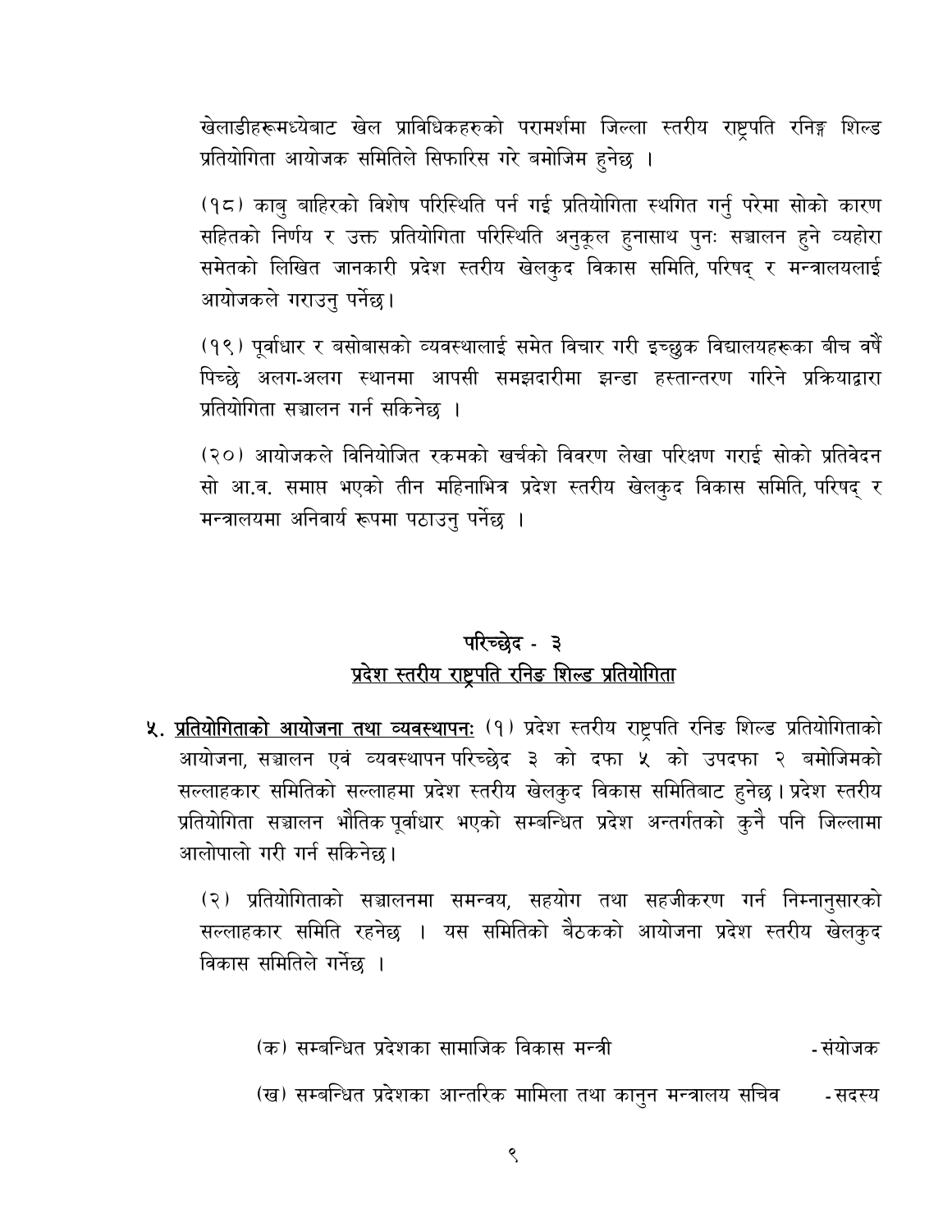खेलाडीहरूमध्येबाट खेल प्राविधिकहरुको परामर्शमा जिल्ला स्तरीय राष्ट्रपति रनिङ्ग शिल्ड प्रतियोगिता आयोजक समितिले सिफारिस गरे बमोजिम हुनेछ ।

(१८) काबु बाहिरको विशेष परिस्थिति पर्न गई प्रतियोगिता स्थगित गर्नु परेमा सोको कारण सहितको निर्णय र उक्त प्रतियोगिता परिस्थिति अनुकूल हुनासाथ पुनः सञ्चालन हुने व्यहोरा समेतको लिखित जानकारी प्रदेश स्तरीय खेलकुद विकास समिति, परिषद् र मन्त्रालयलाई आयोजकले गराउनु पर्नेछ।

(१९) पूर्वाधार र बसोबासको व्यवस्थालाई समेत विचार गरी इच्छुक विद्यालयहरूका बीच वर्षै पिच्छे अलग-अलग स्थानमा आपसी समझदारीमा झन्डा हस्तान्तरण गरिने प्रक्रियाद्वारा प्रतियोगिता सञ्चालन गर्न सकिनेछ ।

(२०) आयोजकले विनियोजित रकमको खर्चको विवरण लेखा परिक्षण गराई सोको प्रतिवेदन सो आ.व. समाप्त भएको तीन महिनाभित्र प्रदेश स्तरीय खेलकुद विकास समिति, परिषद् र मन्त्रालयमा अनिवार्य रूपमा पठाउनु पर्नेछ ।

## परिच्छेद - ३
## प्रदेश स्तरीय राष्ट्रपति रनिङ शिल्ड प्रतियोगिता

**५. प्रतियोगिताको आयोजना तथा व्यवस्थापनः** (१) प्रदेश स्तरीय राष्ट्रपति रनिङ शिल्ड प्रतियोगिताको आयोजना, सञ्चालन एवं व्यवस्थापन परिच्छेद ३ को दफा ५ को उपदफा २ बमोजिमको सल्लाहकार समितिको सल्लाहमा प्रदेश स्तरीय खेलकुद विकास समितिबाट हुनेछ। प्रदेश स्तरीय प्रतियोगिता सञ्चालन भौतिक पूर्वाधार भएको सम्बन्धित प्रदेश अन्तर्गतको कुनै पनि जिल्लामा आलोपालो गरी गर्न सकिनेछ।

(२) प्रतियोगिताको सञ्चालनमा समन्वय, सहयोग तथा सहजीकरण गर्न निम्नानुसारको सल्लाहकार समिति रहनेछ । यस समितिको बैठकको आयोजना प्रदेश स्तरीय खेलकुद विकास समितिले गर्नेछ ।

(क) सम्बन्धित प्रदेशका सामाजिक विकास मन्त्री - संयोजक

(ख) सम्बन्धित प्रदेशका आन्तरिक मामिला तथा कानुन मन्त्रालय सचिव - सदस्य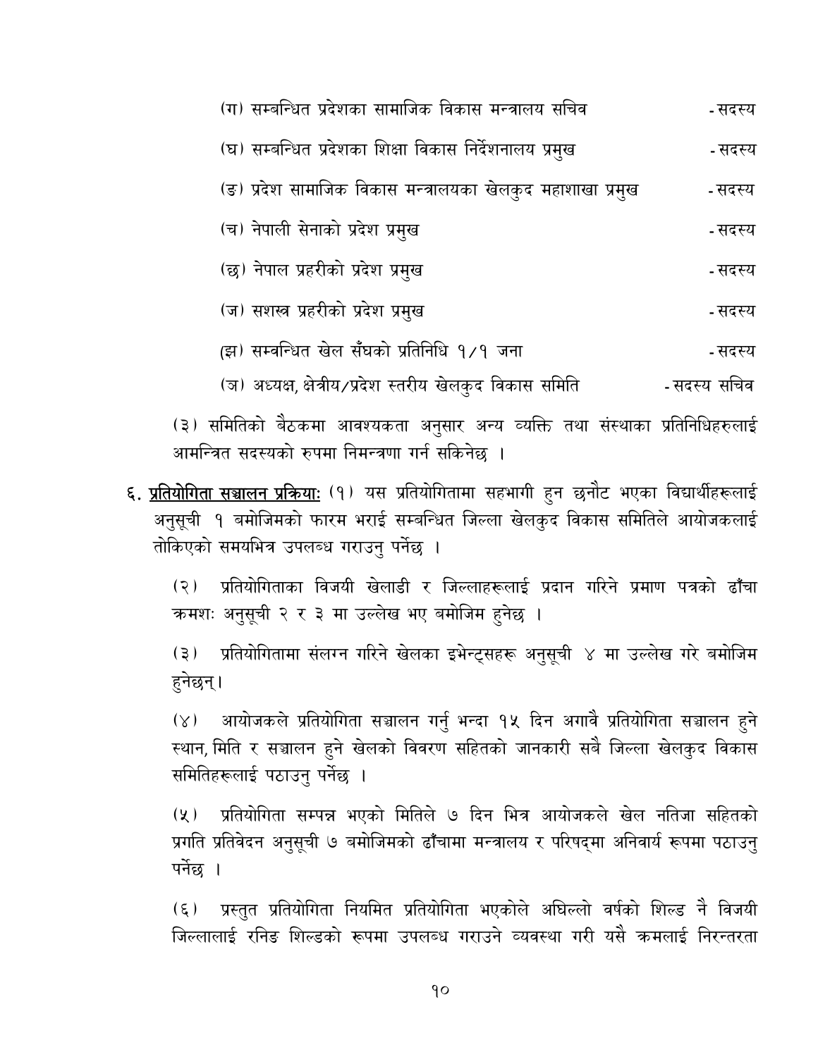(ग) सम्बन्धित प्रदेशका सामाजिक विकास मन्त्रालय सचिव - सदस्य

(घ) सम्बन्धित प्रदेशका शिक्षा विकास निर्देशनालय प्रमुख - सदस्य

(ङ) प्रदेश सामाजिक विकास मन्त्रालयका खेलकुद महाशाखा प्रमुख - सदस्य

(च) नेपाली सेनाको प्रदेश प्रमुख - सदस्य

(छ) नेपाल प्रहरीको प्रदेश प्रमुख - सदस्य

(ज) सशस्त्र प्रहरीको प्रदेश प्रमुख - सदस्य

(झ) सम्वन्धित खेल सँघको प्रतिनिधि १/१ जना - सदस्य

(ञ) अध्यक्ष, क्षेत्रीय/प्रदेश स्तरीय खेलकुद विकास समिति - सदस्य सचिव

(३) समितिको बैठकमा आवश्यकता अनुसार अन्य व्यक्ति तथा संस्थाका प्रतिनिधिहरुलाई आमन्त्रित सदस्यको रुपमा निमन्त्रणा गर्न सकिनेछ ।

६. **<u>प्रतियोगिता सञ्चालन प्रक्रिया:</u>** (१) यस प्रतियोगितामा सहभागी हुन छनौट भएका विद्यार्थीहरूलाई अनुसूची १ बमोजिमको फारम भराई सम्बन्धित जिल्ला खेलकुद विकास समितिले आयोजकलाई तोकिएको समयभित्र उपलब्ध गराउनु पर्नेछ ।

(२) प्रतियोगिताका विजयी खेलाडी र जिल्लाहरूलाई प्रदान गरिने प्रमाण पत्रको ढाँचा क्रमशः अनुसूची २ र ३ मा उल्लेख भए बमोजिम हुनेछ ।

(३) प्रतियोगितामा संलग्न गरिने खेलका इभेन्ट्सहरू अनुसूची ४ मा उल्लेख गरे बमोजिम हुनेछन्।

(४) आयोजकले प्रतियोगिता सञ्चालन गर्नु भन्दा १५ दिन अगावै प्रतियोगिता सञ्चालन हुने स्थान, मिति र सञ्चालन हुने खेलको विवरण सहितको जानकारी सबै जिल्ला खेलकुद विकास समितिहरूलाई पठाउनु पर्नेछ ।

(५) प्रतियोगिता सम्पन्न भएको मितिले ७ दिन भित्र आयोजकले खेल नतिजा सहितको प्रगति प्रतिवेदन अनुसूची ७ बमोजिमको ढाँचामा मन्त्रालय र परिषद्मा अनिवार्य रूपमा पठाउनु पर्नेछ ।

(६) प्रस्तुत प्रतियोगिता नियमित प्रतियोगिता भएकोले अघिल्लो वर्षको शिल्ड नै विजयी जिल्लालाई रनिङ शिल्डको रूपमा उपलब्ध गराउने व्यवस्था गरी यसै क्रमलाई निरन्तरता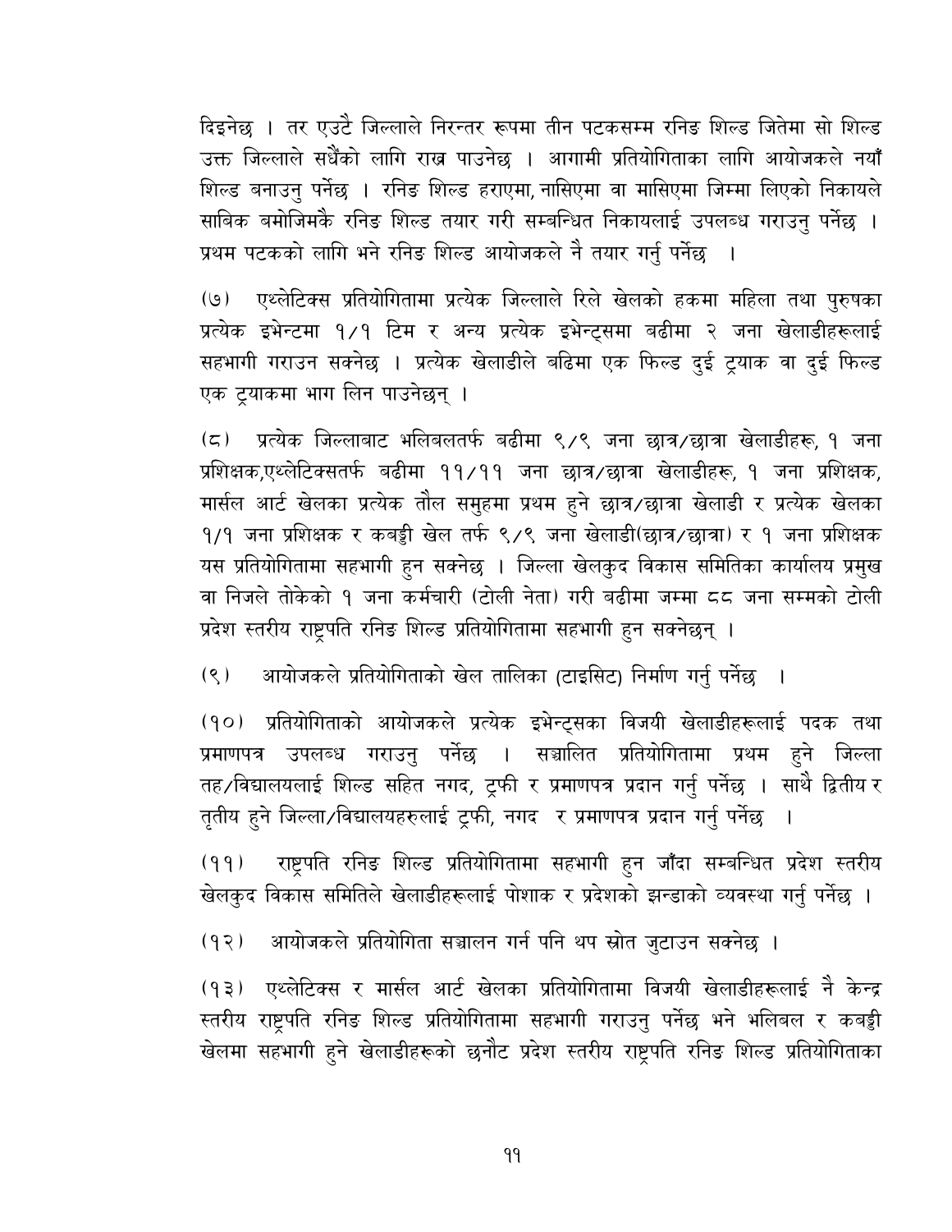दिइनेछ । तर एउटै जिल्लाले निरन्तर रूपमा तीन पटकसम्म रनिङ शिल्ड जितेमा सो शिल्ड उक्त जिल्लाले सधैंको लागि राख्न पाउनेछ । आगामी प्रतियोगिताका लागि आयोजकले नयाँ शिल्ड बनाउनु पर्नेछ । रनिङ शिल्ड हराएमा, नासिएमा वा मासिएमा जिम्मा लिएको निकायले साबिक बमोजिमकै रनिङ शिल्ड तयार गरी सम्बन्धित निकायलाई उपलब्ध गराउनु पर्नेछ । प्रथम पटकको लागि भने रनिङ शिल्ड आयोजकले नै तयार गर्नु पर्नेछ ।

(७) एथ्लेटिक्स प्रतियोगितामा प्रत्येक जिल्लाले रिले खेलको हकमा महिला तथा पुरुषका प्रत्येक इभेन्टमा १/१ टिम र अन्य प्रत्येक इभेन्ट्समा बढीमा २ जना खेलाडीहरूलाई सहभागी गराउन सक्नेछ । प्रत्येक खेलाडीले बढिमा एक फिल्ड दुई ट्र्याक वा दुई फिल्ड एक ट्र्याकमा भाग लिन पाउनेछन् ।

(८) प्रत्येक जिल्लाबाट भलिबलतर्फ बढीमा ९/९ जना छात्र/छात्रा खेलाडीहरू, १ जना प्रशिक्षक,एथ्लेटिक्सतर्फ बढीमा ११/११ जना छात्र/छात्रा खेलाडीहरू, १ जना प्रशिक्षक, मार्सल आर्ट खेलका प्रत्येक तौल समुहमा प्रथम हुने छात्र/छात्रा खेलाडी र प्रत्येक खेलका १/१ जना प्रशिक्षक र कबड्डी खेल तर्फ ९/९ जना खेलाडी(छात्र/छात्रा) र १ जना प्रशिक्षक यस प्रतियोगितामा सहभागी हुन सक्नेछ । जिल्ला खेलकुद विकास समितिका कार्यालय प्रमुख वा निजले तोकेको १ जना कर्मचारी (टोली नेता) गरी बढीमा जम्मा ८८ जना सम्मको टोली प्रदेश स्तरीय राष्ट्रपति रनिङ शिल्ड प्रतियोगितामा सहभागी हुन सक्नेछन् ।

(९) आयोजकले प्रतियोगिताको खेल तालिका (टाइसिट) निर्माण गर्नु पर्नेछ ।

(१०) प्रतियोगिताको आयोजकले प्रत्येक इभेन्ट्सका विजयी खेलाडीहरूलाई पदक तथा प्रमाणपत्र उपलब्ध गराउनु पर्नेछ । सञ्चालित प्रतियोगितामा प्रथम हुने जिल्ला तह/विद्यालयलाई शिल्ड सहित नगद, ट्रफी र प्रमाणपत्र प्रदान गर्नु पर्नेछ । साथै द्वितीय र तृतीय हुने जिल्ला/विद्यालयहरुलाई ट्रफी, नगद र प्रमाणपत्र प्रदान गर्नु पर्नेछ ।

(११) राष्ट्रपति रनिङ शिल्ड प्रतियोगितामा सहभागी हुन जाँदा सम्बन्धित प्रदेश स्तरीय खेलकुद विकास समितिले खेलाडीहरूलाई पोशाक र प्रदेशको झन्डाको व्यवस्था गर्नु पर्नेछ ।

(१२) आयोजकले प्रतियोगिता सञ्चालन गर्न पनि थप स्रोत जुटाउन सक्नेछ ।

(१३) एथ्लेटिक्स र मार्सल आर्ट खेलका प्रतियोगितामा विजयी खेलाडीहरूलाई नै केन्द्र स्तरीय राष्ट्रपति रनिङ शिल्ड प्रतियोगितामा सहभागी गराउनु पर्नेछ भने भलिबल र कबड्डी खेलमा सहभागी हुने खेलाडीहरूको छनौट प्रदेश स्तरीय राष्ट्रपति रनिङ शिल्ड प्रतियोगिताका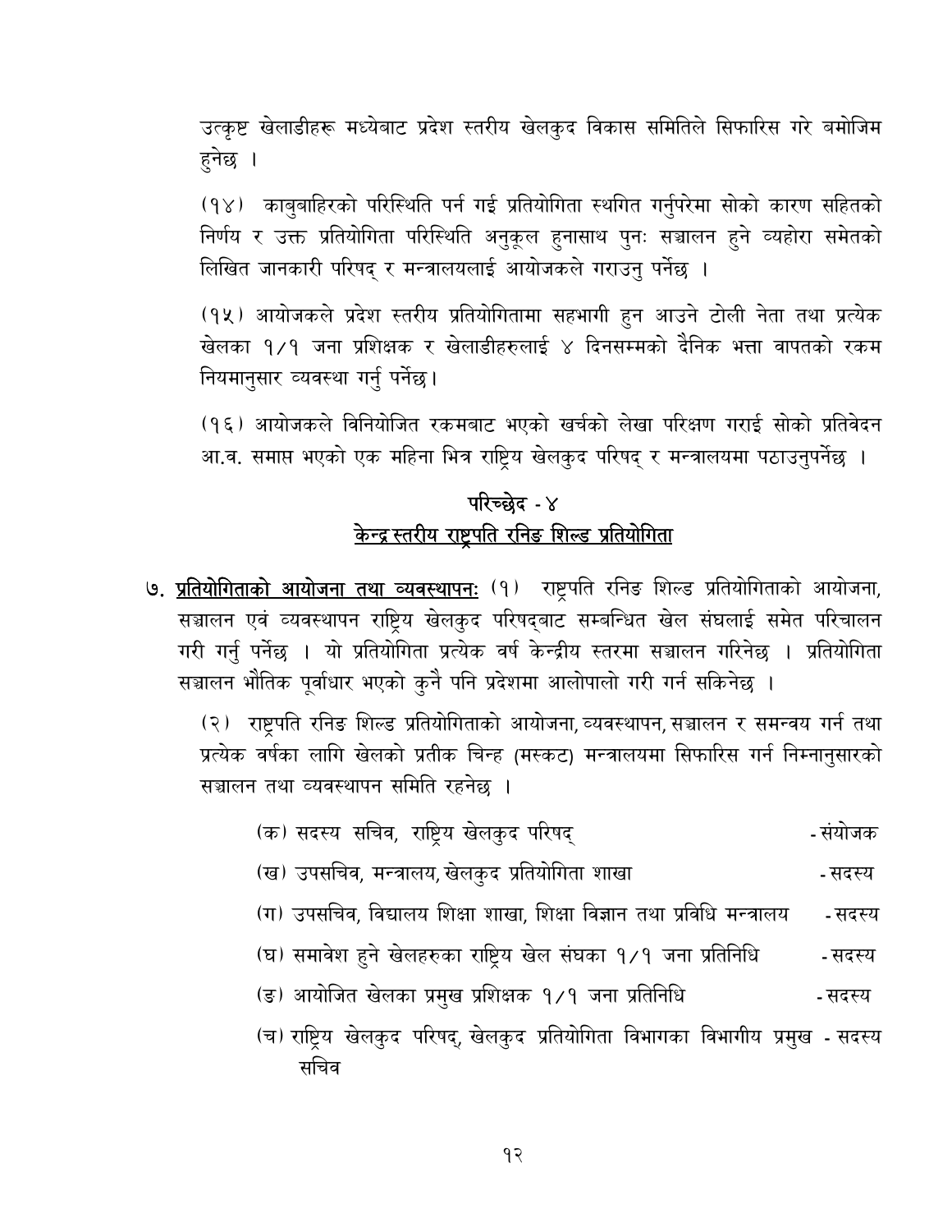उत्कृष्ट खेलाडीहरू मध्येबाट प्रदेश स्तरीय खेलकुद विकास समितिले सिफारिस गरे बमोजिम हुनेछ ।

(१४) काबुबाहिरको परिस्थिति पर्न गई प्रतियोगिता स्थगित गर्नुपरेमा सोको कारण सहितको निर्णय र उक्त प्रतियोगिता परिस्थिति अनुकूल हुनासाथ पुनः सञ्चालन हुने व्यहोरा समेतको लिखित जानकारी परिषद् र मन्त्रालयलाई आयोजकले गराउनु पर्नेछ ।

(१५) आयोजकले प्रदेश स्तरीय प्रतियोगितामा सहभागी हुन आउने टोली नेता तथा प्रत्येक खेलका १/१ जना प्रशिक्षक र खेलाडीहरुलाई ४ दिनसम्मको दैनिक भत्ता वापतको रकम नियमानुसार व्यवस्था गर्नु पर्नेछ।

(१६) आयोजकले विनियोजित रकमबाट भएको खर्चको लेखा परिक्षण गराई सोको प्रतिवेदन आ.व. समाप्त भएको एक महिना भित्र राष्ट्रिय खेलकुद परिषद् र मन्त्रालयमा पठाउनुपर्नेछ ।

## परिच्छेद - ४

## <u>केन्द्र स्तरीय राष्ट्रपति रनिङ शिल्ड प्रतियोगिता</u>

७. **<u>प्रतियोगिताको आयोजना तथा व्यवस्थापनः</u>** (१) राष्ट्रपति रनिङ शिल्ड प्रतियोगिताको आयोजना, सञ्चालन एवं व्यवस्थापन राष्ट्रिय खेलकुद परिषद्बाट सम्बन्धित खेल संघलाई समेत परिचालन गरी गर्नु पर्नेछ । यो प्रतियोगिता प्रत्येक वर्ष केन्द्रीय स्तरमा सञ्चालन गरिनेछ । प्रतियोगिता सञ्चालन भौतिक पूर्वाधार भएको कुनै पनि प्रदेशमा आलोपालो गरी गर्न सकिनेछ ।

(२) राष्ट्रपति रनिङ शिल्ड प्रतियोगिताको आयोजना, व्यवस्थापन, सञ्चालन र समन्वय गर्न तथा प्रत्येक वर्षका लागि खेलको प्रतीक चिन्ह (मस्कट) मन्त्रालयमा सिफारिस गर्न निम्नानुसारको सञ्चालन तथा व्यवस्थापन समिति रहनेछ ।

(क) सदस्य सचिव, राष्ट्रिय खेलकुद परिषद् - संयोजक

(ख) उपसचिव, मन्त्रालय, खेलकुद प्रतियोगिता शाखा - सदस्य

(ग) उपसचिव, विद्यालय शिक्षा शाखा, शिक्षा विज्ञान तथा प्रविधि मन्त्रालय - सदस्य

(घ) समावेश हुने खेलहरुका राष्ट्रिय खेल संघका १/१ जना प्रतिनिधि - सदस्य

(ङ) आयोजित खेलका प्रमुख प्रशिक्षक १/१ जना प्रतिनिधि - सदस्य

(च) राष्ट्रिय खेलकुद परिषद्, खेलकुद प्रतियोगिता विभागका विभागीय प्रमुख - सदस्य सचिव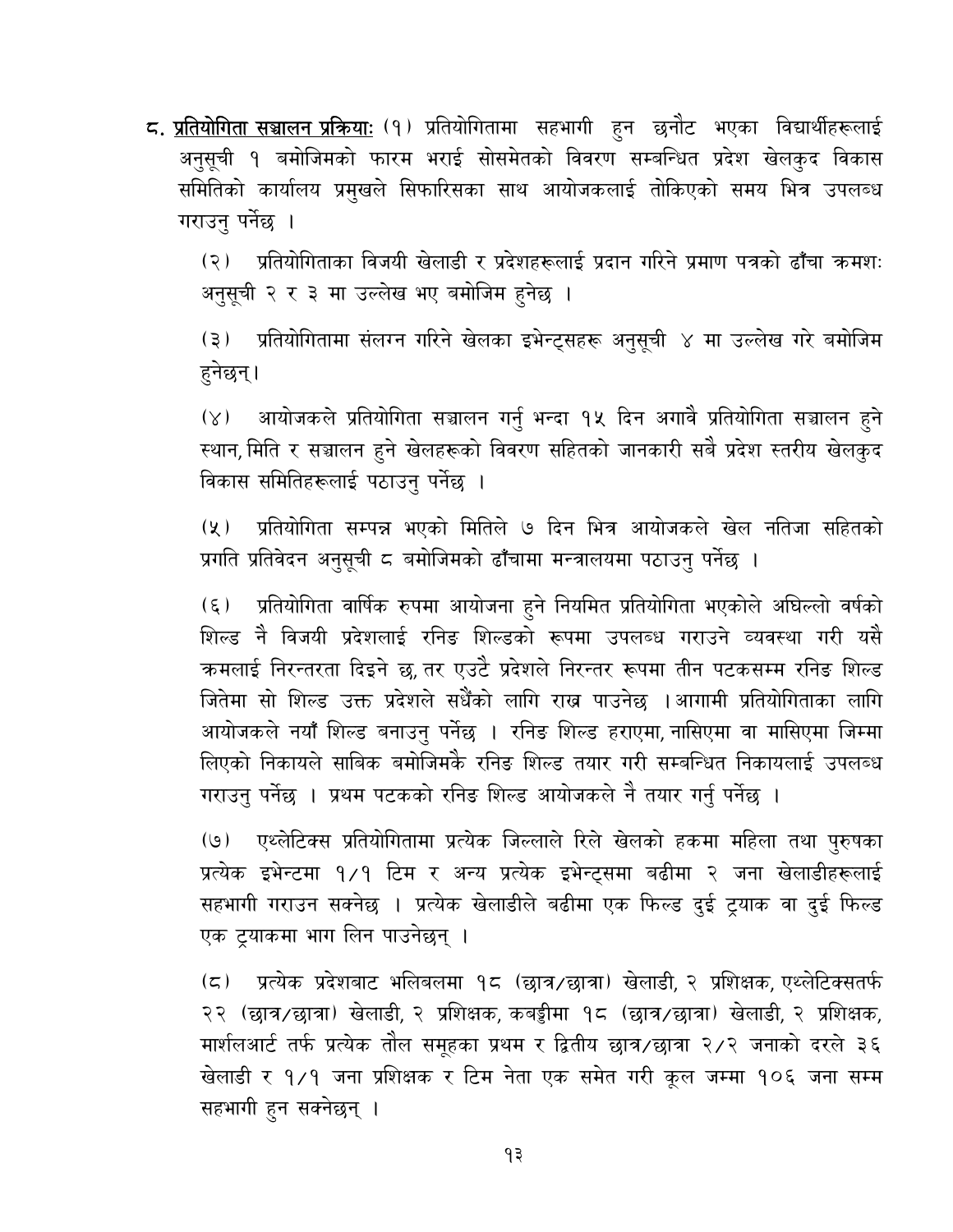८. **प्रतियोगिता सञ्चालन प्रक्रियाः** (१) प्रतियोगितामा सहभागी हुन छनौट भएका विद्यार्थीहरूलाई अनुसूची १ बमोजिमको फारम भराई सोसमेतको विवरण सम्बन्धित प्रदेश खेलकुद विकास समितिको कार्यालय प्रमुखले सिफारिसका साथ आयोजकलाई तोकिएको समय भित्र उपलब्ध गराउनु पर्नेछ ।

(२) प्रतियोगिताका विजयी खेलाडी र प्रदेशहरूलाई प्रदान गरिने प्रमाण पत्रको ढाँचा क्रमशः अनुसूची २ र ३ मा उल्लेख भए बमोजिम हुनेछ ।

(३) प्रतियोगितामा संलग्न गरिने खेलका इभेन्ट्सहरू अनुसूची ४ मा उल्लेख गरे बमोजिम हुनेछन्।

(४) आयोजकले प्रतियोगिता सञ्चालन गर्नु भन्दा १५ दिन अगावै प्रतियोगिता सञ्चालन हुने स्थान, मिति र सञ्चालन हुने खेलहरूको विवरण सहितको जानकारी सबै प्रदेश स्तरीय खेलकुद विकास समितिहरूलाई पठाउनु पर्नेछ ।

(५) प्रतियोगिता सम्पन्न भएको मितिले ७ दिन भित्र आयोजकले खेल नतिजा सहितको प्रगति प्रतिवेदन अनुसूची ८ बमोजिमको ढाँचामा मन्त्रालयमा पठाउनु पर्नेछ ।

(६) प्रतियोगिता वार्षिक रुपमा आयोजना हुने नियमित प्रतियोगिता भएकोले अघिल्लो वर्षको शिल्ड नै विजयी प्रदेशलाई रनिङ शिल्डको रूपमा उपलब्ध गराउने व्यवस्था गरी यसै क्रमलाई निरन्तरता दिइने छ, तर एउटै प्रदेशले निरन्तर रूपमा तीन पटकसम्म रनिङ शिल्ड जितेमा सो शिल्ड उक्त प्रदेशले सधैंको लागि राख्न पाउनेछ । आगामी प्रतियोगिताका लागि आयोजकले नयाँ शिल्ड बनाउनु पर्नेछ । रनिङ शिल्ड हराएमा, नासिएमा वा मासिएमा जिम्मा लिएको निकायले साबिक बमोजिमकै रनिङ शिल्ड तयार गरी सम्बन्धित निकायलाई उपलब्ध गराउनु पर्नेछ । प्रथम पटकको रनिङ शिल्ड आयोजकले नै तयार गर्नु पर्नेछ ।

(७) एथ्लेटिक्स प्रतियोगितामा प्रत्येक जिल्लाले रिले खेलको हकमा महिला तथा पुरुषका प्रत्येक इभेन्टमा १/१ टिम र अन्य प्रत्येक इभेन्ट्समा बढीमा २ जना खेलाडीहरूलाई सहभागी गराउन सक्नेछ । प्रत्येक खेलाडीले बढीमा एक फिल्ड दुई ट्र्याक वा दुई फिल्ड एक ट्र्याकमा भाग लिन पाउनेछन् ।

(८) प्रत्येक प्रदेशबाट भलिबलमा १८ (छात्र/छात्रा) खेलाडी, २ प्रशिक्षक, एथ्लेटिक्सतर्फ २२ (छात्र/छात्रा) खेलाडी, २ प्रशिक्षक, कबड्डीमा १८ (छात्र/छात्रा) खेलाडी, २ प्रशिक्षक, मार्शलआर्ट तर्फ प्रत्येक तौल समूहका प्रथम र द्वितीय छात्र/छात्रा २/२ जनाको दरले ३६ खेलाडी र १/१ जना प्रशिक्षक र टिम नेता एक समेत गरी कूल जम्मा १०६ जना सम्म सहभागी हुन सक्नेछन् ।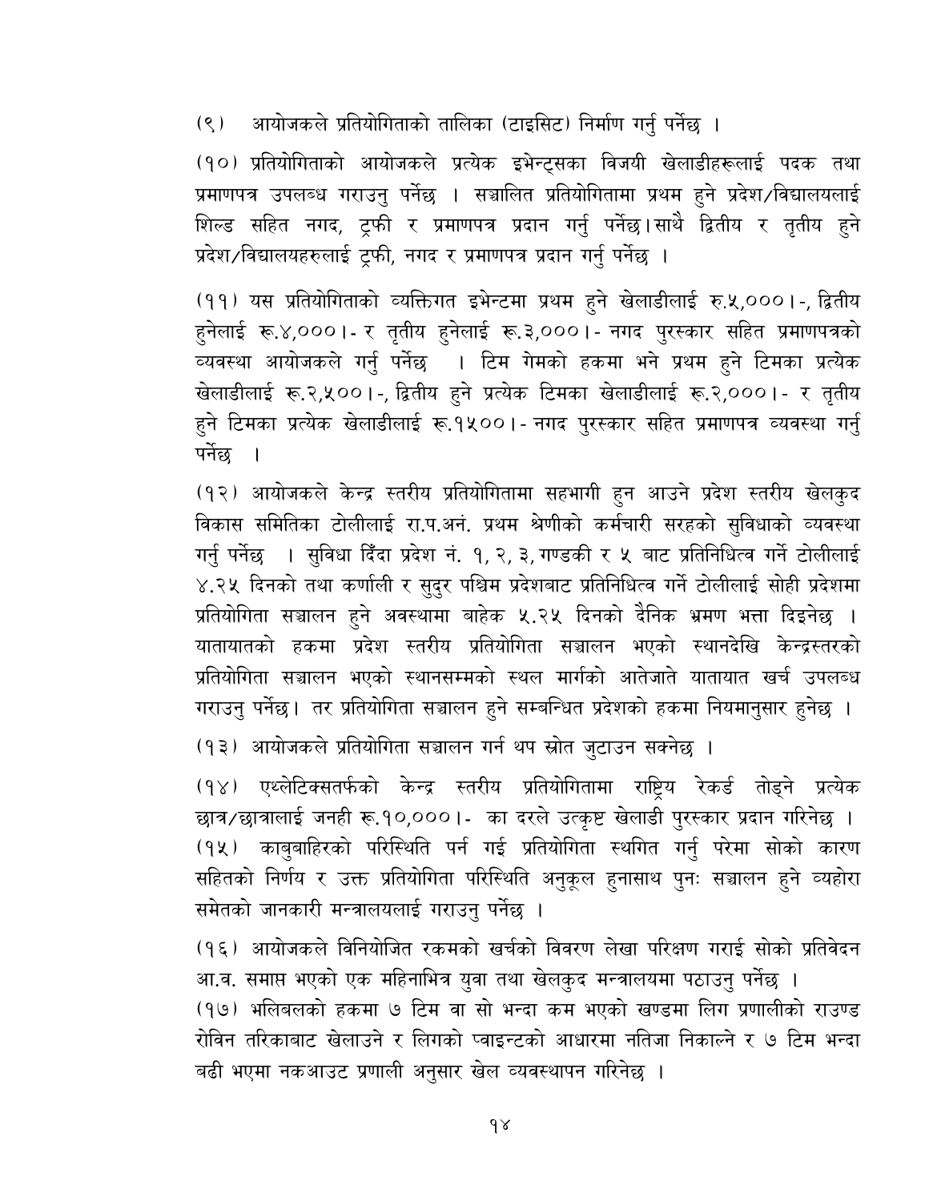(९) आयोजकले प्रतियोगिताको तालिका (टाइसिट) निर्माण गर्नु पर्नेछ ।

(१०) प्रतियोगिताको आयोजकले प्रत्येक इभेन्ट्सका विजयी खेलाडीहरूलाई पदक तथा प्रमाणपत्र उपलब्ध गराउनु पर्नेछ । सञ्चालित प्रतियोगितामा प्रथम हुने प्रदेश/विद्यालयलाई शिल्ड सहित नगद, ट्रफी र प्रमाणपत्र प्रदान गर्नु पर्नेछ।साथै द्वितीय र तृतीय हुने प्रदेश/विद्यालयहरुलाई ट्रफी, नगद र प्रमाणपत्र प्रदान गर्नु पर्नेछ ।

(११) यस प्रतियोगिताको व्यक्तिगत इभेन्टमा प्रथम हुने खेलाडीलाई रु.५,०००।-, द्वितीय हुनेलाई रू.४,०००।- र तृतीय हुनेलाई रू.३,०००।- नगद पुरस्कार सहित प्रमाणपत्रको व्यवस्था आयोजकले गर्नु पर्नेछ । टिम गेमको हकमा भने प्रथम हुने टिमका प्रत्येक खेलाडीलाई रू.२,५००।-, द्वितीय हुने प्रत्येक टिमका खेलाडीलाई रू.२,०००।- र तृतीय हुने टिमका प्रत्येक खेलाडीलाई रू.१५००।- नगद पुरस्कार सहित प्रमाणपत्र व्यवस्था गर्नु पर्नेछ ।

(१२) आयोजकले केन्द्र स्तरीय प्रतियोगितामा सहभागी हुन आउने प्रदेश स्तरीय खेलकुद विकास समितिका टोलीलाई रा.प.अनं. प्रथम श्रेणीको कर्मचारी सरहको सुविधाको व्यवस्था गर्नु पर्नेछ । सुविधा दिँदा प्रदेश नं. १, २, ३, गण्डकी र ५ बाट प्रतिनिधित्व गर्ने टोलीलाई ४.२५ दिनको तथा कर्णाली र सुदुर पश्चिम प्रदेशबाट प्रतिनिधित्व गर्ने टोलीलाई सोही प्रदेशमा प्रतियोगिता सञ्चालन हुने अवस्थामा बाहेक ५.२५ दिनको दैनिक भ्रमण भत्ता दिइनेछ । यातायातको हकमा प्रदेश स्तरीय प्रतियोगिता सञ्चालन भएको स्थानदेखि केन्द्रस्तरको प्रतियोगिता सञ्चालन भएको स्थानसम्मको स्थल मार्गको आतेजाते यातायात खर्च उपलब्ध गराउनु पर्नेछ। तर प्रतियोगिता सञ्चालन हुने सम्बन्धित प्रदेशको हकमा नियमानुसार हुनेछ ।

(१३) आयोजकले प्रतियोगिता सञ्चालन गर्न थप स्रोत जुटाउन सक्नेछ ।

(१४) एथ्लेटिक्सतर्फको केन्द्र स्तरीय प्रतियोगितामा राष्ट्रिय रेकर्ड तोड्ने प्रत्येक छात्र/छात्रालाई जनही रू.१०,०००।- का दरले उत्कृष्ट खेलाडी पुरस्कार प्रदान गरिनेछ ।

(१५) काबुबाहिरको परिस्थिति पर्न गई प्रतियोगिता स्थगित गर्नु परेमा सोको कारण सहितको निर्णय र उक्त प्रतियोगिता परिस्थिति अनुकूल हुनासाथ पुनः सञ्चालन हुने व्यहोरा समेतको जानकारी मन्त्रालयलाई गराउनु पर्नेछ ।

(१६) आयोजकले विनियोजित रकमको खर्चको विवरण लेखा परिक्षण गराई सोको प्रतिवेदन आ.व. समाप्त भएको एक महिनाभित्र युवा तथा खेलकुद मन्त्रालयमा पठाउनु पर्नेछ ।

(१७) भलिबलको हकमा ७ टिम वा सो भन्दा कम भएको खण्डमा लिग प्रणालीको राउण्ड रोविन तरिकाबाट खेलाउने र लिगको प्वाइन्टको आधारमा नतिजा निकाल्ने र ७ टिम भन्दा बढी भएमा नकआउट प्रणाली अनुसार खेल व्यवस्थापन गरिनेछ ।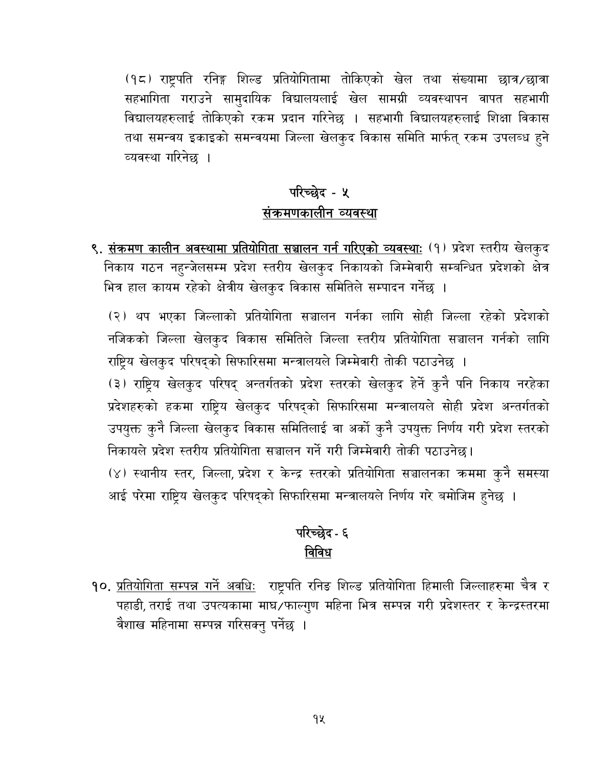(१८) राष्ट्रपति रनिङ्ग शिल्ड प्रतियोगितामा तोकिएको खेल तथा संख्यामा छात्र/छात्रा सहभागिता गराउने सामुदायिक विद्यालयलाई खेल सामग्री व्यवस्थापन वापत सहभागी विद्यालयहरुलाई तोकिएको रकम प्रदान गरिनेछ । सहभागी विद्यालयहरुलाई शिक्षा विकास तथा समन्वय इकाइको समन्वयमा जिल्ला खेलकुद विकास समिति मार्फत् रकम उपलब्ध हुने व्यवस्था गरिनेछ ।

## परिच्छेद - ५
## संक्रमणकालीन व्यवस्था

९. <u>संक्रमण कालीन अवस्थामा प्रतियोगिता सञ्चालन गर्न गरिएको व्यवस्थाः</u> (१) प्रदेश स्तरीय खेलकुद निकाय गठन नहुन्जेलसम्म प्रदेश स्तरीय खेलकुद निकायको जिम्मेवारी सम्बन्धित प्रदेशको क्षेत्र भित्र हाल कायम रहेको क्षेत्रीय खेलकुद विकास समितिले सम्पादन गर्नेछ ।

(२) थप भएका जिल्लाको प्रतियोगिता सञ्चालन गर्नका लागि सोही जिल्ला रहेको प्रदेशको नजिकको जिल्ला खेलकुद विकास समितिले जिल्ला स्तरीय प्रतियोगिता सञ्चालन गर्नको लागि राष्ट्रिय खेलकुद परिषद्को सिफारिसमा मन्त्रालयले जिम्मेवारी तोकी पठाउनेछ ।

(३) राष्ट्रिय खेलकुद परिषद् अन्तर्गतको प्रदेश स्तरको खेलकुद हेर्ने कुनै पनि निकाय नरहेका प्रदेशहरुको हकमा राष्ट्रिय खेलकुद परिषद्को सिफारिसमा मन्त्रालयले सोही प्रदेश अन्तर्गतको उपयुक्त कुनै जिल्ला खेलकुद विकास समितिलाई वा अर्को कुनै उपयुक्त निर्णय गरी प्रदेश स्तरको निकायले प्रदेश स्तरीय प्रतियोगिता सञ्चालन गर्ने गरी जिम्मेवारी तोकी पठाउनेछ।

(४) स्थानीय स्तर, जिल्ला, प्रदेश र केन्द्र स्तरको प्रतियोगिता सञ्चालनका क्रममा कुनै समस्या आई परेमा राष्ट्रिय खेलकुद परिषद्को सिफारिसमा मन्त्रालयले निर्णय गरे बमोजिम हुनेछ ।

## परिच्छेद - ६
## विविध

१०. <u>प्रतियोगिता सम्पन्न गर्ने अवधिः</u> राष्ट्रपति रनिङ शिल्ड प्रतियोगिता हिमाली जिल्लाहरुमा चैत्र र पहाडी, तराई तथा उपत्यकामा माघ/फाल्गुण महिना भित्र सम्पन्न गरी प्रदेशस्तर र केन्द्रस्तरमा वैशाख महिनामा सम्पन्न गरिसक्नु पर्नेछ ।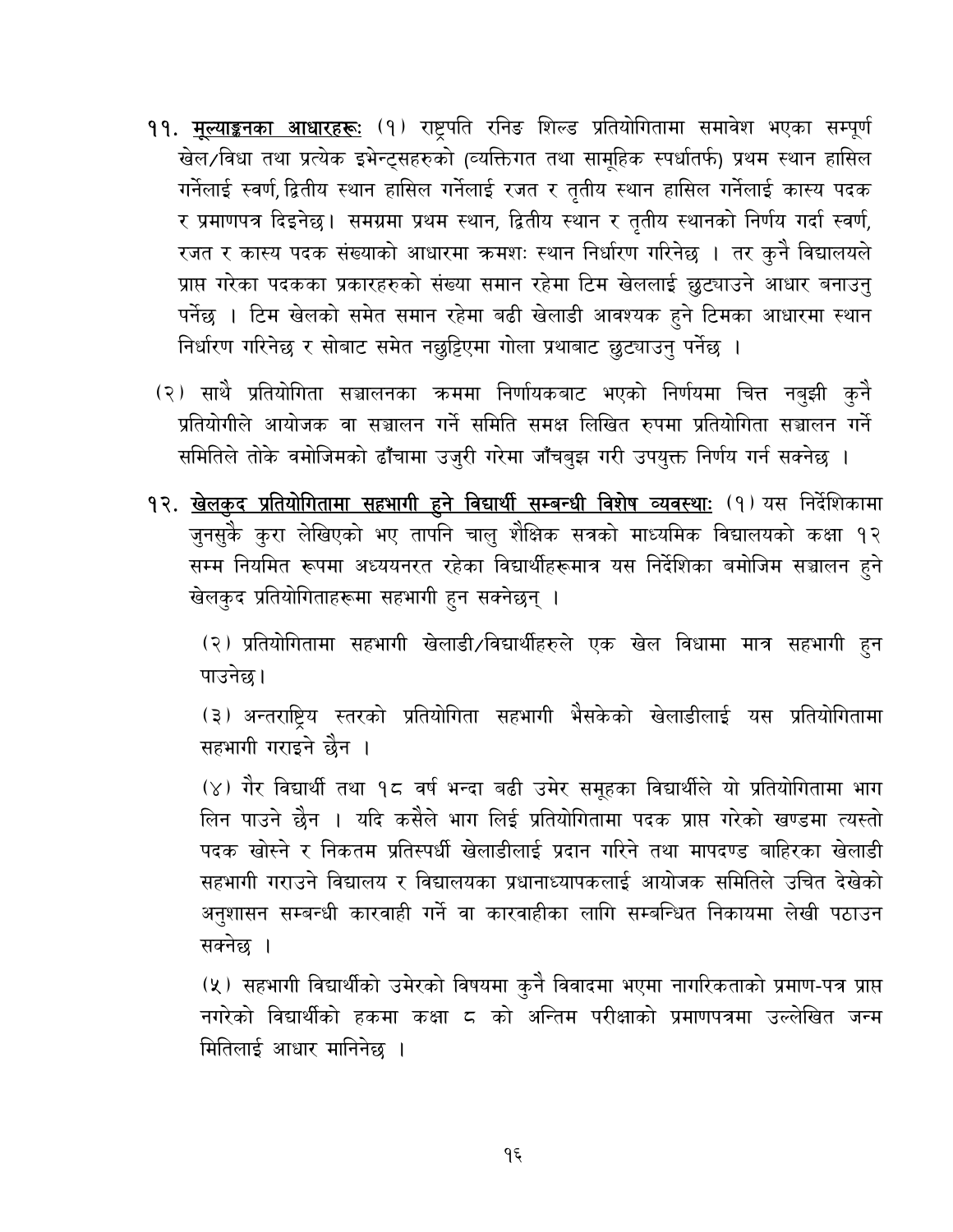११. **मूल्याङ्कनका आधारहरूः** (१) राष्ट्रपति रनिङ शिल्ड प्रतियोगितामा समावेश भएका सम्पूर्ण खेल/विधा तथा प्रत्येक इभेन्ट्सहरुको (व्यक्तिगत तथा सामूहिक स्पर्धातर्फ) प्रथम स्थान हासिल गर्नेलाई स्वर्ण, द्वितीय स्थान हासिल गर्नेलाई रजत र तृतीय स्थान हासिल गर्नेलाई कास्य पदक र प्रमाणपत्र दिइनेछ। समग्रमा प्रथम स्थान, द्वितीय स्थान र तृतीय स्थानको निर्णय गर्दा स्वर्ण, रजत र कास्य पदक संख्याको आधारमा क्रमशः स्थान निर्धारण गरिनेछ । तर कुनै विद्यालयले प्राप्त गरेका पदकका प्रकारहरुको संख्या समान रहेमा टिम खेललाई छुट्याउने आधार बनाउनु पर्नेछ । टिम खेलको समेत समान रहेमा बढी खेलाडी आवश्यक हुने टिमका आधारमा स्थान निर्धारण गरिनेछ र सोबाट समेत नछुट्टिएमा गोला प्रथाबाट छुट्याउनु पर्नेछ ।

(२) साथै प्रतियोगिता सञ्चालनका क्रममा निर्णायकबाट भएको निर्णयमा चित्त नबुझी कुनै प्रतियोगीले आयोजक वा सञ्चालन गर्ने समिति समक्ष लिखित रुपमा प्रतियोगिता सञ्चालन गर्ने समितिले तोके वमोजिमको ढाँचामा उजुरी गरेमा जाँचबुझ गरी उपयुक्त निर्णय गर्न सक्नेछ ।

१२. **खेलकुद प्रतियोगितामा सहभागी हुने विद्यार्थी सम्बन्धी विशेष व्यवस्थाः** (१) यस निर्देशिकामा जुनसुकै कुरा लेखिएको भए तापनि चालु शैक्षिक सत्रको माध्यमिक विद्यालयको कक्षा १२ सम्म नियमित रूपमा अध्ययनरत रहेका विद्यार्थीहरूमात्र यस निर्देशिका बमोजिम सञ्चालन हुने खेलकुद प्रतियोगिताहरूमा सहभागी हुन सक्नेछन् ।

(२) प्रतियोगितामा सहभागी खेलाडी/विद्यार्थीहरुले एक खेल विधामा मात्र सहभागी हुन पाउनेछ।

(३) अन्तराष्ट्रिय स्तरको प्रतियोगिता सहभागी भैसकेको खेलाडीलाई यस प्रतियोगितामा सहभागी गराइने छैन ।

(४) गैर विद्यार्थी तथा १८ वर्ष भन्दा बढी उमेर समूहका विद्यार्थीले यो प्रतियोगितामा भाग लिन पाउने छैन । यदि कसैले भाग लिई प्रतियोगितामा पदक प्राप्त गरेको खण्डमा त्यस्तो पदक खोस्ने र निकतम प्रतिस्पर्धी खेलाडीलाई प्रदान गरिने तथा मापदण्ड बाहिरका खेलाडी सहभागी गराउने विद्यालय र विद्यालयका प्रधानाध्यापकलाई आयोजक समितिले उचित देखेको अनुशासन सम्बन्धी कारवाही गर्ने वा कारवाहीका लागि सम्बन्धित निकायमा लेखी पठाउन सक्नेछ ।

(५) सहभागी विद्यार्थीको उमेरको विषयमा कुनै विवादमा भएमा नागरिकताको प्रमाण-पत्र प्राप्त नगरेको विद्यार्थीको हकमा कक्षा ८ को अन्तिम परीक्षाको प्रमाणपत्रमा उल्लेखित जन्म मितिलाई आधार मानिनेछ ।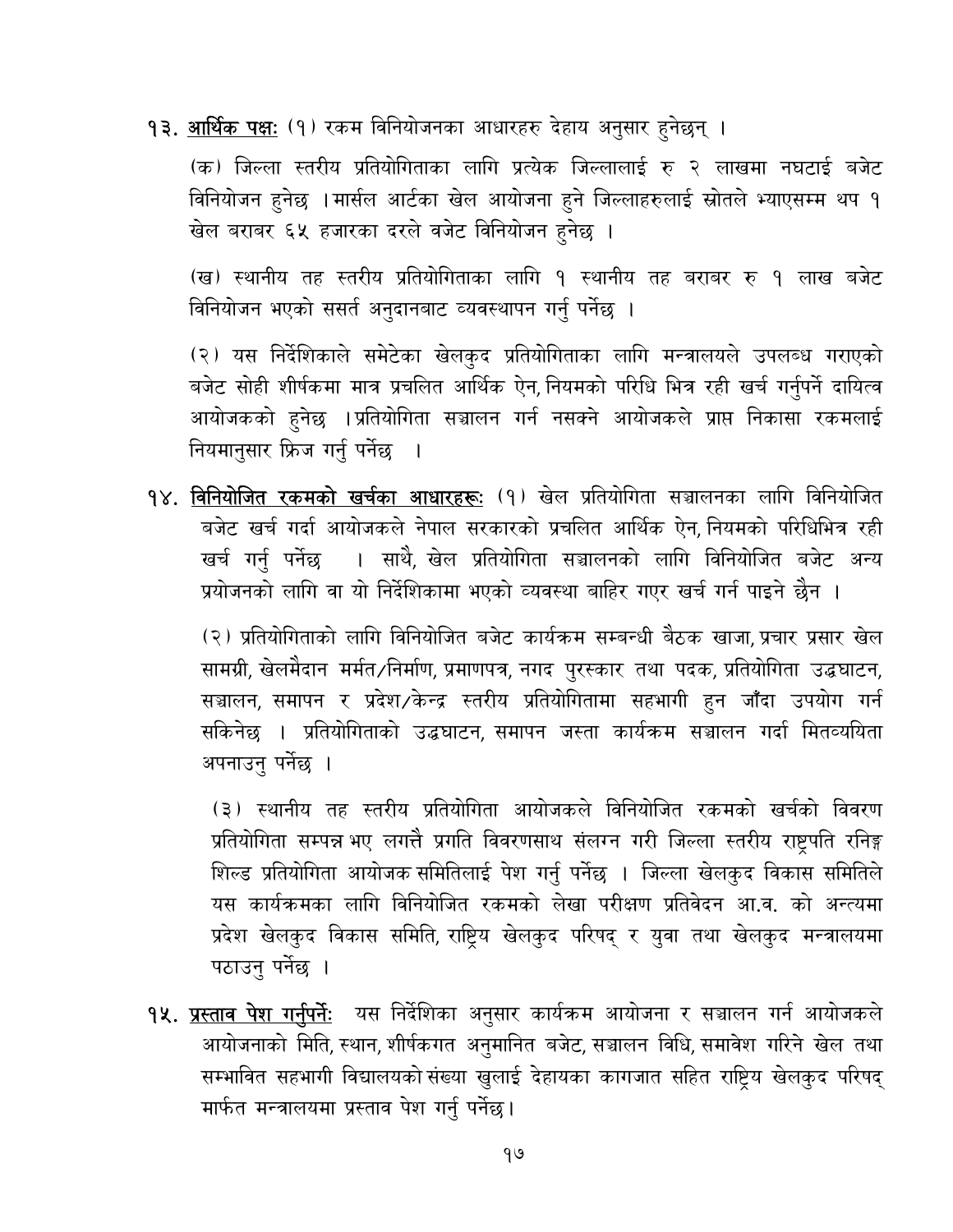१३. **आर्थिक पक्ष:** (१) रकम विनियोजनका आधारहरु देहाय अनुसार हुनेछन् ।

(क) जिल्ला स्तरीय प्रतियोगिताका लागि प्रत्येक जिल्लालाई रु २ लाखमा नघटाई बजेट विनियोजन हुनेछ । मार्सल आर्टका खेल आयोजना हुने जिल्लाहरुलाई स्रोतले भ्याएसम्म थप १ खेल बराबर ६५ हजारका दरले वजेट विनियोजन हुनेछ ।

(ख) स्थानीय तह स्तरीय प्रतियोगिताका लागि १ स्थानीय तह बराबर रु १ लाख बजेट विनियोजन भएको ससर्त अनुदानबाट व्यवस्थापन गर्नु पर्नेछ ।

(२) यस निर्देशिकाले समेटेका खेलकुद प्रतियोगिताका लागि मन्त्रालयले उपलब्ध गराएको बजेट सोही शीर्षकमा मात्र प्रचलित आर्थिक ऐन, नियमको परिधि भित्र रही खर्च गर्नुपर्ने दायित्व आयोजकको हुनेछ । प्रतियोगिता सञ्चालन गर्न नसक्ने आयोजकले प्राप्त निकासा रकमलाई नियमानुसार फ्रिज गर्नु पर्नेछ ।

१४. **विनियोजित रकमको खर्चका आधारहरू:** (१) खेल प्रतियोगिता सञ्चालनका लागि विनियोजित बजेट खर्च गर्दा आयोजकले नेपाल सरकारको प्रचलित आर्थिक ऐन, नियमको परिधिभित्र रही खर्च गर्नु पर्नेछ । साथै, खेल प्रतियोगिता सञ्चालनको लागि विनियोजित बजेट अन्य प्रयोजनको लागि वा यो निर्देशिकामा भएको व्यवस्था बाहिर गएर खर्च गर्न पाइने छैन ।

(२) प्रतियोगिताको लागि विनियोजित बजेट कार्यक्रम सम्बन्धी बैठक खाजा, प्रचार प्रसार खेल सामग्री, खेलमैदान मर्मत/निर्माण, प्रमाणपत्र, नगद पुरस्कार तथा पदक, प्रतियोगिता उद्घाटन, सञ्चालन, समापन र प्रदेश/केन्द्र स्तरीय प्रतियोगितामा सहभागी हुन जाँदा उपयोग गर्न सकिनेछ । प्रतियोगिताको उद्घाटन, समापन जस्ता कार्यक्रम सञ्चालन गर्दा मितव्ययिता अपनाउनु पर्नेछ ।

(३) स्थानीय तह स्तरीय प्रतियोगिता आयोजकले विनियोजित रकमको खर्चको विवरण प्रतियोगिता सम्पन्न भए लगत्तै प्रगति विवरणसाथ संलग्न गरी जिल्ला स्तरीय राष्ट्रपति रनिङ्ग शिल्ड प्रतियोगिता आयोजक समितिलाई पेश गर्नु पर्नेछ । जिल्ला खेलकुद विकास समितिले यस कार्यक्रमका लागि विनियोजित रकमको लेखा परीक्षण प्रतिवेदन आ.व. को अन्त्यमा प्रदेश खेलकुद विकास समिति, राष्ट्रिय खेलकुद परिषद् र युवा तथा खेलकुद मन्त्रालयमा पठाउनु पर्नेछ ।

१५. **प्रस्ताव पेश गर्नुपर्ने:** यस निर्देशिका अनुसार कार्यक्रम आयोजना र सञ्चालन गर्न आयोजकले आयोजनाको मिति, स्थान, शीर्षकगत अनुमानित बजेट, सञ्चालन विधि, समावेश गरिने खेल तथा सम्भावित सहभागी विद्यालयको संख्या खुलाई देहायका कागजात सहित राष्ट्रिय खेलकुद परिषद् मार्फत मन्त्रालयमा प्रस्ताव पेश गर्नु पर्नेछ।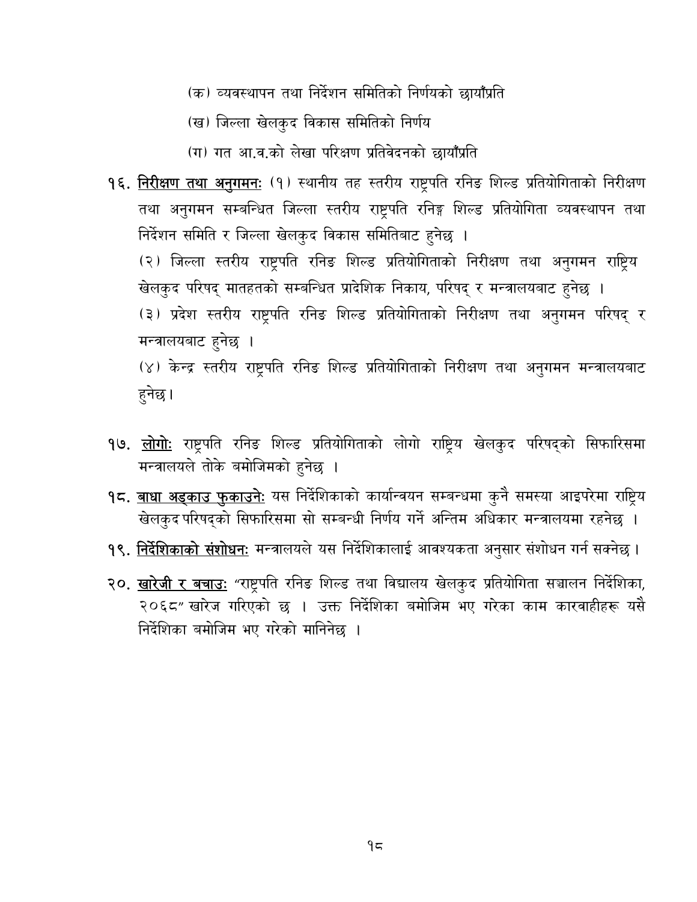(क) व्यवस्थापन तथा निर्देशन समितिको निर्णयको छायाँप्रति

(ख) जिल्ला खेलकुद विकास समितिको निर्णय

(ग) गत आ.व.को लेखा परिक्षण प्रतिवेदनको छायाँप्रति

१६. **निरीक्षण तथा अनुगमनः** (१) स्थानीय तह स्तरीय राष्ट्रपति रनिङ शिल्ड प्रतियोगिताको निरीक्षण तथा अनुगमन सम्बन्धित जिल्ला स्तरीय राष्ट्रपति रनिङ्ग शिल्ड प्रतियोगिता व्यवस्थापन तथा निर्देशन समिति र जिल्ला खेलकुद विकास समितिबाट हुनेछ ।

(२) जिल्ला स्तरीय राष्ट्रपति रनिङ शिल्ड प्रतियोगिताको निरीक्षण तथा अनुगमन राष्ट्रिय खेलकुद परिषद् मातहतको सम्बन्धित प्रादेशिक निकाय, परिषद् र मन्त्रालयबाट हुनेछ ।

(३) प्रदेश स्तरीय राष्ट्रपति रनिङ शिल्ड प्रतियोगिताको निरीक्षण तथा अनुगमन परिषद् र मन्त्रालयबाट हुनेछ ।

(४) केन्द्र स्तरीय राष्ट्रपति रनिङ शिल्ड प्रतियोगिताको निरीक्षण तथा अनुगमन मन्त्रालयबाट हुनेछ।

१७. **लोगोः** राष्ट्रपति रनिङ शिल्ड प्रतियोगिताको लोगो राष्ट्रिय खेलकुद परिषद्को सिफारिसमा मन्त्रालयले तोके बमोजिमको हुनेछ ।

१८. **बाधा अड्काउ फुकाउनेः** यस निर्देशिकाको कार्यान्वयन सम्बन्धमा कुनै समस्या आइपरेमा राष्ट्रिय खेलकुद परिषद्को सिफारिसमा सो सम्बन्धी निर्णय गर्ने अन्तिम अधिकार मन्त्रालयमा रहनेछ ।

१९. **निर्देशिकाको संशोधनः** मन्त्रालयले यस निर्देशिकालाई आवश्यकता अनुसार संशोधन गर्न सक्नेछ ।

२०. **खारेजी र बचाउः** "राष्ट्रपति रनिङ शिल्ड तथा विद्यालय खेलकुद प्रतियोगिता सञ्चालन निर्देशिका, २०६८" खारेज गरिएको छ । उक्त निर्देशिका बमोजिम भए गरेका काम कारवाहीहरू यसै निर्देशिका बमोजिम भए गरेको मानिनेछ ।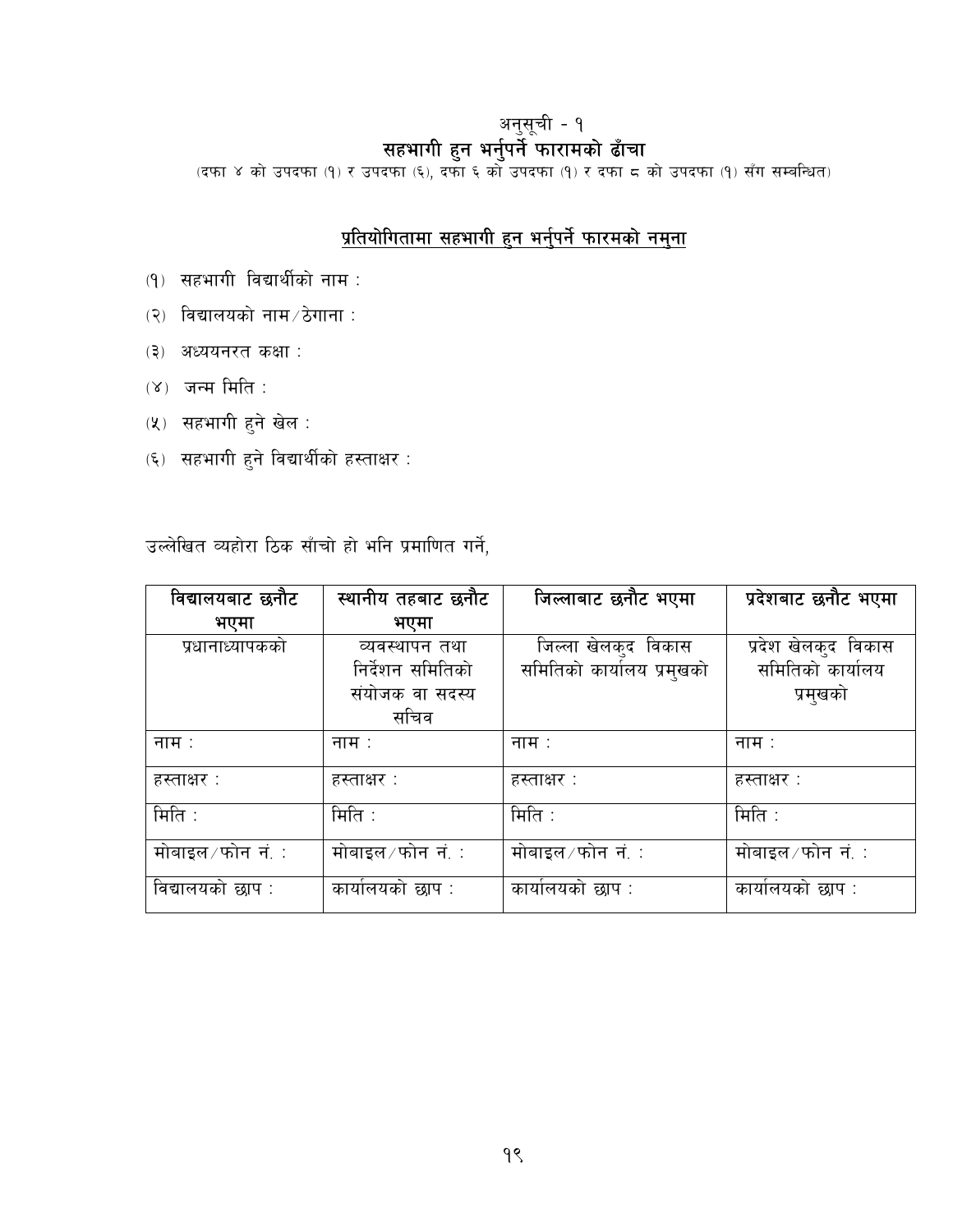अनुसूची - १

## सहभागी हुन भर्नुपर्ने फारामको ढाँचा

(दफा ४ को उपदफा (१) र उपदफा (६), दफा ६ को उपदफा (१) र दफा ८ को उपदफा (१) सँग सम्बन्धित)

### प्रतियोगितामा सहभागी हुन भर्नुपर्ने फारमको नमुना

(१) सहभागी विद्यार्थीको नाम :

(२) विद्यालयको नाम/ठेगाना :

(३) अध्ययनरत कक्षा :

(४) जन्म मिति :

(५) सहभागी हुने खेल :

(६) सहभागी हुने विद्यार्थीको हस्ताक्षर :

उल्लेखित व्यहोरा ठिक साँचो हो भनि प्रमाणित गर्ने,

| **विद्यालयबाट छनौट भएमा** | **स्थानीय तहबाट छनौट भएमा** | **जिल्लाबाट छनौट भएमा** | **प्रदेशबाट छनौट भएमा** |
|---|---|---|---|
| प्रधानाध्यापकको | व्यवस्थापन तथा निर्देशन समितिको संयोजक वा सदस्य सचिव | जिल्ला खेलकुद विकास समितिको कार्यालय प्रमुखको | प्रदेश खेलकुद विकास समितिको कार्यालय प्रमुखको |
| नाम : | नाम : | नाम : | नाम : |
| हस्ताक्षर : | हस्ताक्षर : | हस्ताक्षर : | हस्ताक्षर : |
| मिति : | मिति : | मिति : | मिति : |
| मोबाइल/फोन नं. : | मोबाइल/फोन नं. : | मोबाइल/फोन नं. : | मोबाइल/फोन नं. : |
| विद्यालयको छाप : | कार्यालयको छाप : | कार्यालयको छाप : | कार्यालयको छाप : |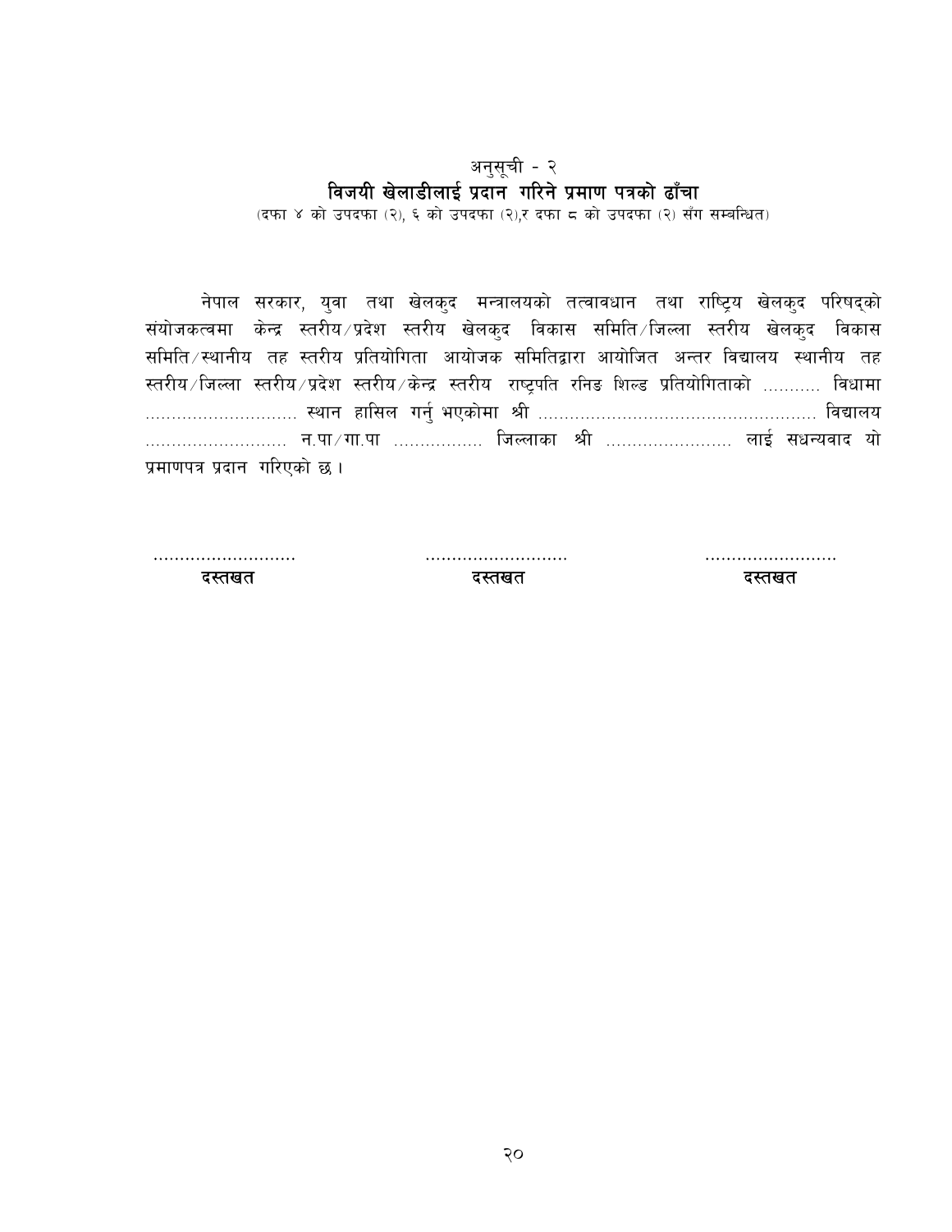अनुसूची - २

## विजयी खेलाडीलाई प्रदान गरिने प्रमाण पत्रको ढाँचा

(दफा ४ को उपदफा (२), ६ को उपदफा (२),र दफा ८ को उपदफा (२) सँग सम्बन्धित)

नेपाल सरकार, युवा तथा खेलकुद मन्त्रालयको तत्वावधान तथा राष्ट्रिय खेलकुद परिषद्को संयोजकत्वमा केन्द्र स्तरीय/प्रदेश स्तरीय खेलकुद विकास समिति/जिल्ला स्तरीय खेलकुद विकास समिति/स्थानीय तह स्तरीय प्रतियोगिता आयोजक समितिद्वारा आयोजित अन्तर विद्यालय स्थानीय तह स्तरीय/जिल्ला स्तरीय/प्रदेश स्तरीय/केन्द्र स्तरीय राष्ट्रपति रनिङ शिल्ड प्रतियोगिताको ........... विधामा ............................. स्थान हासिल गर्नु भएकोमा श्री ...................................................... विद्यालय ........................... न.पा/गा.पा ................. जिल्लाका श्री ........................ लाई सधन्यवाद यो प्रमाणपत्र प्रदान गरिएको छ ।

| ........................... | ........................... | ......................... |
|---|---|---|
| **दस्तखत** | **दस्तखत** | **दस्तखत** |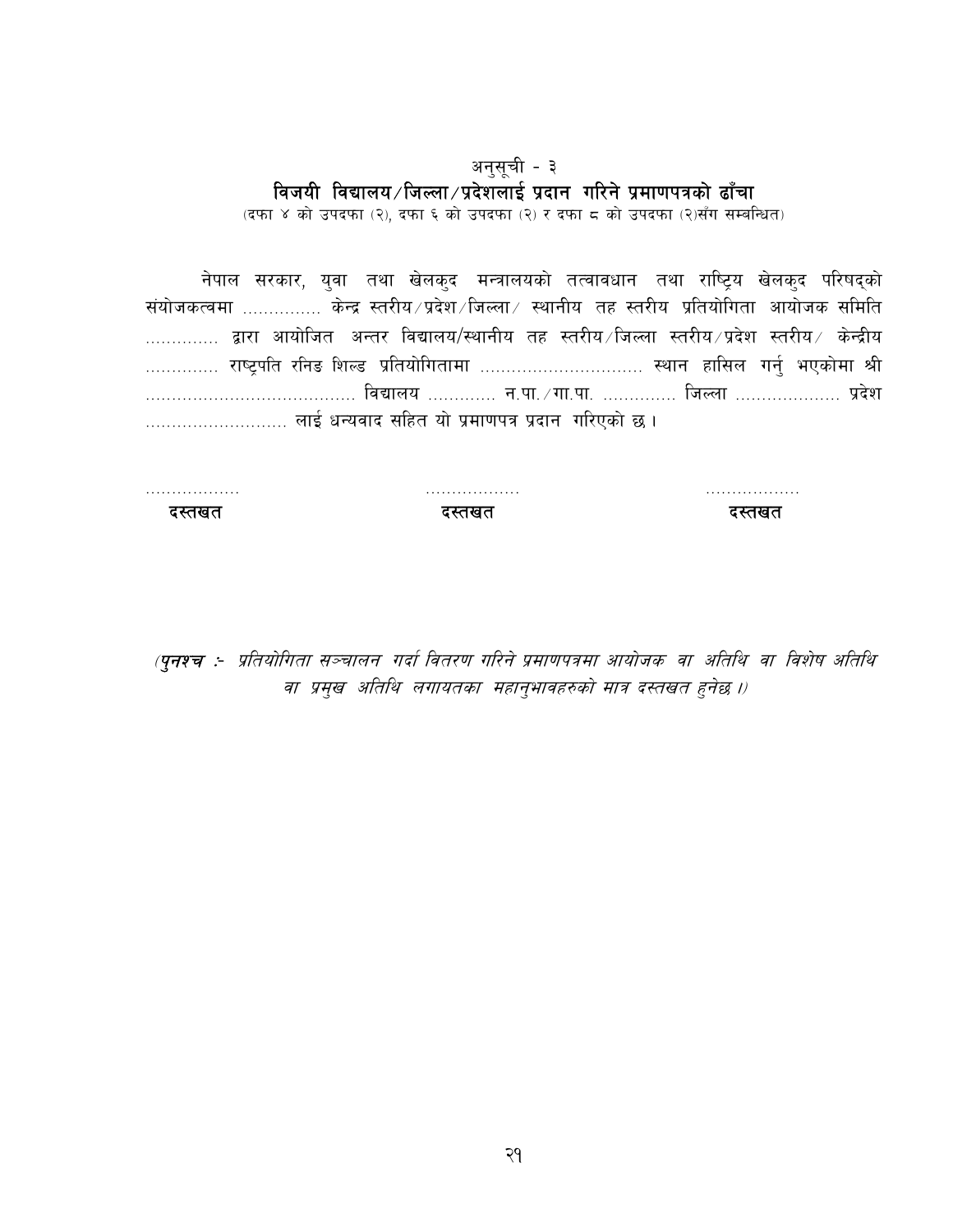अनुसूची - ३

## विजयी विद्यालय/जिल्ला/प्रदेशलाई प्रदान गरिने प्रमाणपत्रको ढाँचा

(दफा ४ को उपदफा (२), दफा ६ को उपदफा (२) र दफा ८ को उपदफा (२)सँग सम्बन्धित)

नेपाल सरकार, युवा तथा खेलकुद मन्त्रालयको तत्वावधान तथा राष्ट्रिय खेलकुद परिषद्को संयोजकत्वमा ............... केन्द्र स्तरीय/प्रदेश/जिल्ला/ स्थानीय तह स्तरीय प्रतियोगिता आयोजक समिति ............. द्वारा आयोजित अन्तर विद्यालय/स्थानीय तह स्तरीय/जिल्ला स्तरीय/प्रदेश स्तरीय/ केन्द्रीय ............. राष्ट्रपति रनिङ शिल्ड प्रतियोगितामा ............................... स्थान हासिल गर्नु भएकोमा श्री ....................................... विद्यालय ............ न.पा./गा.पा. ............. जिल्ला ................... प्रदेश ........................... लाई धन्यवाद सहित यो प्रमाणपत्र प्रदान गरिएको छ।

| .................. | .................. | .................. |
|---|---|---|
| **दस्तखत** | **दस्तखत** | **दस्तखत** |

*(**पुनश्च :-** प्रतियोगिता सञ्चालन गर्दा वितरण गरिने प्रमाणपत्रमा आयोजक वा अतिथि वा विशेष अतिथि वा प्रमुख अतिथि लगायतका महानुभावहरुको मात्र दस्तखत हुनेछ।)*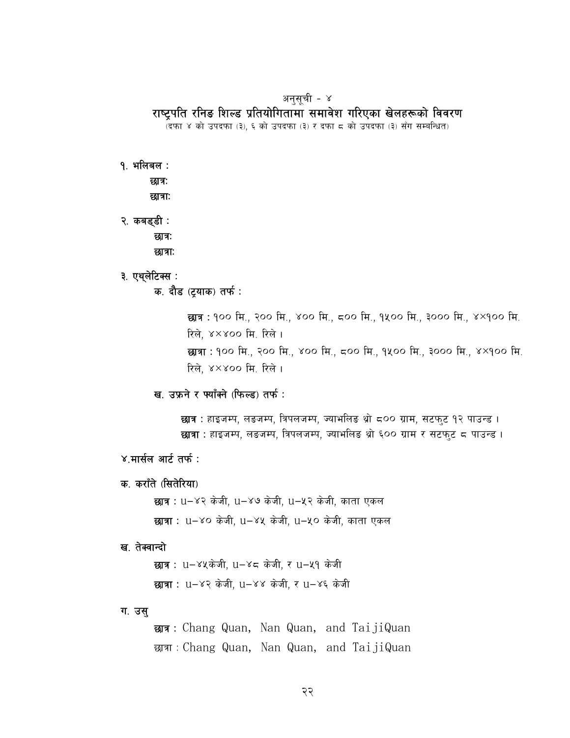अनुसूची - ४

## राष्ट्रपति रनिङ शिल्ड प्रतियोगितामा समावेश गरिएका खेलहरूको विवरण

(दफा ४ को उपदफा (३), ६ को उपदफा (३) र दफा ८ को उपदफा (३) सँग सम्बन्धित)

**१. भलिबल :**

**छात्र:**

**छात्रा:**

**२. कबड्डी :**

**छात्र:**

**छात्रा:**

**३. एथ्लेटिक्स :**

**क. दौड (ट्र्याक) तर्फ :**

**छात्र :** १०० मि., २०० मि., ४०० मि., ८०० मि., १५०० मि., ३००० मि., ४×१०० मि. रिले, ४×४०० मि. रिले ।

**छात्रा :** १०० मि., २०० मि., ४०० मि., ८०० मि., १५०० मि., ३००० मि., ४×१०० मि. रिले, ४×४०० मि. रिले ।

**ख. उफ्रने र फ्याँक्ने (फिल्ड) तर्फ :**

**छात्र :** हाइजम्प, लङजम्प, त्रिपलजम्प, ज्याभलिङ थ्रो ८०० ग्राम, सटफुट १२ पाउन्ड ।

**छात्रा :** हाइजम्प, लङजम्प, त्रिपलजम्प, ज्याभलिङ थ्रो ६०० ग्राम र सटफुट ८ पाउन्ड ।

**४.मार्सल आर्ट तर्फ :**

**क. कराँते (सितेरिया)**

**छात्र :** u–४२ केजी, u–४७ केजी, u–५२ केजी, काता एकल

**छात्रा :** u–४० केजी, u–४५ केजी, u–५० केजी, काता एकल

**ख. तेक्वान्दो**

**छात्र :** u–४५केजी, u–४८ केजी, र u–५१ केजी

**छात्रा :** u–४२ केजी, u–४४ केजी, र u–४६ केजी

**ग. उसु**

**छात्र :** Chang Quan, Nan Quan, and TaijiQuan

छात्रा : Chang Quan, Nan Quan, and TaijiQuan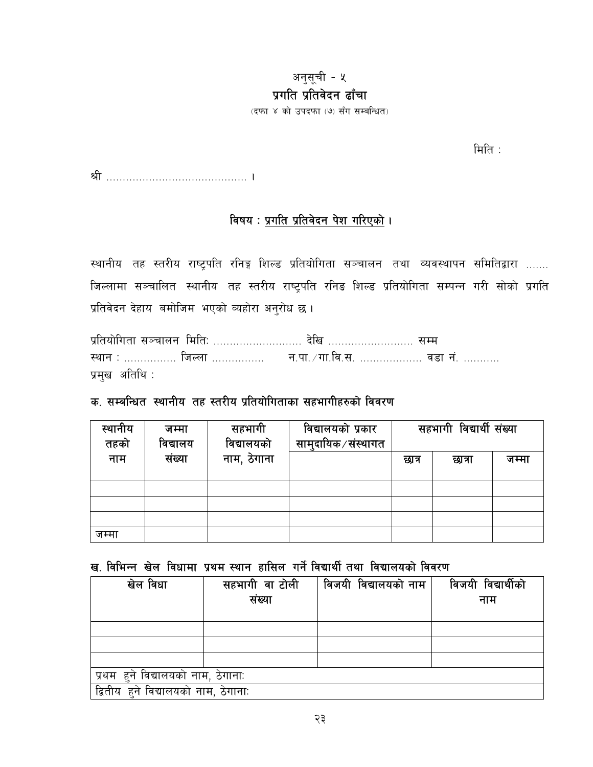अनुसूची - ५

**प्रगति प्रतिवेदन ढाँचा**

(दफा ४ को उपदफा (७) सँग सम्बन्धित)

मिति :

श्री ........................................... ।

**विषय : प्रगति प्रतिवेदन पेश गरिएको ।**

स्थानीय तह स्तरीय राष्ट्रपति रनिङ्ग शिल्ड प्रतियोगिता सञ्चालन तथा व्यवस्थापन समितिद्वारा ....... जिल्लामा सञ्चालित स्थानीय तह स्तरीय राष्ट्रपति रनिङ शिल्ड प्रतियोगिता सम्पन्न गरी सोको प्रगति प्रतिवेदन देहाय बमोजिम भएको व्यहोरा अनुरोध छ ।

प्रतियोगिता सञ्चालन मितिः ........................... देखि .......................... सम्म
स्थान : ................ जिल्ला ................ न.पा./गा.वि.स. .................. वडा नं. ...........
प्रमुख अतिथि :

**क. सम्बन्धित स्थानीय तह स्तरीय प्रतियोगिताका सहभागीहरुको विवरण**

| स्थानीय तहको नाम | जम्मा विद्यालय संख्या | सहभागी विद्यालयको नाम, ठेगाना | विद्यालयको प्रकार सामुदायिक/संस्थागत | सहभागी विद्यार्थी संख्या | | |
|---|---|---|---|---|---|---|
| | | | | छात्र | छात्रा | जम्मा |
| | | | | | | |
| | | | | | | |
| | | | | | | |
| जम्मा | | | | | | |

**ख. विभिन्न खेल विधामा प्रथम स्थान हासिल गर्ने विद्यार्थी तथा विद्यालयको विवरण**

| खेल विधा | सहभागी वा टोली संख्या | विजयी विद्यालयको नाम | विजयी विद्यार्थीको नाम |
|---|---|---|---|
| | | | |
| | | | |
| | | | |
| प्रथम हुने विद्यालयको नाम, ठेगानाः | | | |
| द्वितीय हुने विद्यालयको नाम, ठेगानाः | | | |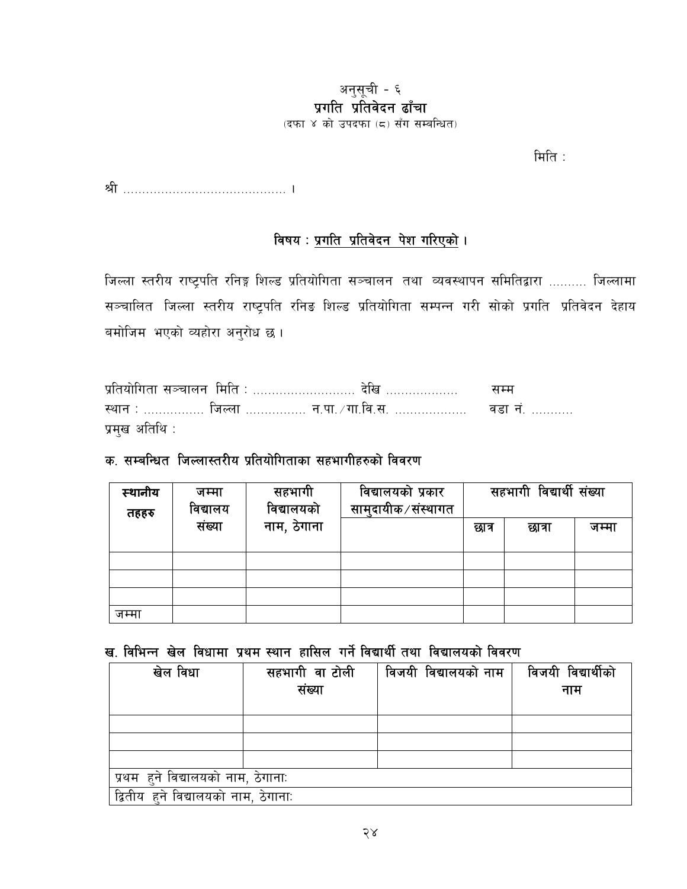अनुसूची - ६

**प्रगति प्रतिवेदन ढाँचा**

(दफा ४ को उपदफा (८) सँग सम्बन्धित)

मिति :

श्री ........................................... ।

**विषय : प्रगति प्रतिवेदन पेश गरिएको ।**

जिल्ला स्तरीय राष्ट्रपति रनिङ्ग शिल्ड प्रतियोगिता सञ्चालन तथा व्यवस्थापन समितिद्वारा .......... जिल्लामा सञ्चालित जिल्ला स्तरीय राष्ट्रपति रनिङ शिल्ड प्रतियोगिता सम्पन्न गरी सोको प्रगति प्रतिवेदन देहाय बमोजिम भएको व्यहोरा अनुरोध छ ।

प्रतियोगिता सञ्चालन मिति : ........................... देखि .................. सम्म

स्थान : ................ जिल्ला ................ न.पा./गा.वि.स. .................. वडा नं. ...........

प्रमुख अतिथि :

**क. सम्बन्धित जिल्लास्तरीय प्रतियोगिताका सहभागीहरुको विवरण**

| स्थानीय तहहरु | जम्मा विद्यालय संख्या | सहभागी विद्यालयको नाम, ठेगाना | विद्यालयको प्रकार सामुदायीक/संस्थागत | सहभागी विद्यार्थी संख्या | | |
|---|---|---|---|---|---|---|
| | | | | छात्र | छात्रा | जम्मा |
| | | | | | | |
| | | | | | | |
| | | | | | | |
| जम्मा | | | | | | |

**ख. विभिन्न खेल विधामा प्रथम स्थान हासिल गर्ने विद्यार्थी तथा विद्यालयको विवरण**

| खेल विधा | सहभागी वा टोली संख्या | विजयी विद्यालयको नाम | विजयी विद्यार्थीको नाम |
|---|---|---|---|
| | | | |
| | | | |
| | | | |
| प्रथम हुने विद्यालयको नाम, ठेगानाः | | | |
| द्वितीय हुने विद्यालयको नाम, ठेगानाः | | | |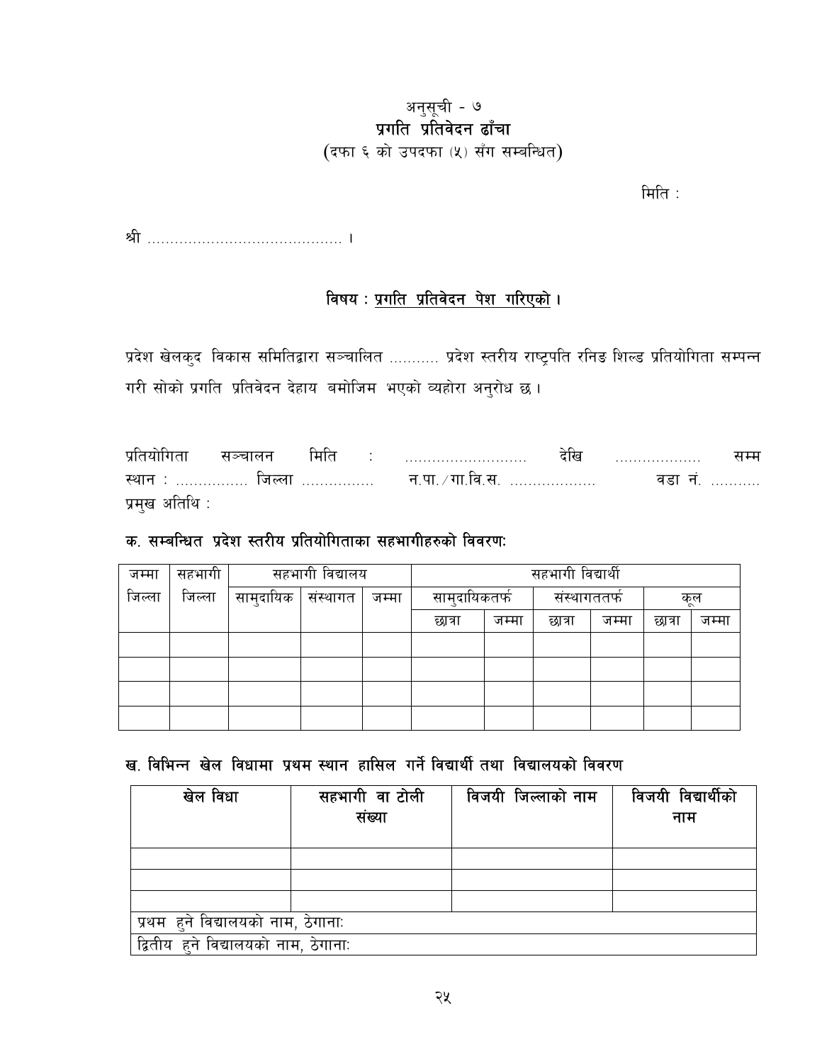<div align="center">

अनुसूची - ७

**प्रगति प्रतिवेदन ढाँचा**

(दफा ६ को उपदफा (५) सँग सम्बन्धित)

</div>

मिति :

श्री ........................................... ।

**विषय : प्रगति प्रतिवेदन पेश गरिएको ।**

प्रदेश खेलकुद विकास समितिद्वारा सञ्चालित ........... प्रदेश स्तरीय राष्ट्रपति रनिङ शिल्ड प्रतियोगिता सम्पन्न गरी सोको प्रगति प्रतिवेदन देहाय बमोजिम भएको व्यहोरा अनुरोध छ ।

प्रतियोगिता सञ्चालन मिति : ........................... देखि .................. सम्म
स्थान : ................ जिल्ला ................ न.पा. / गा.वि.स. ................... वडा नं. ...........
प्रमुख अतिथि :

### क. सम्बन्धित प्रदेश स्तरीय प्रतियोगिताका सहभागीहरुको विवरणः

| जम्मा जिल्ला | सहभागी जिल्ला | सहभागी विद्यालय | | | सहभागी विद्यार्थी | | | | | |
|---|---|---|---|---|---|---|---|---|---|---|
| | | सामुदायिक | संस्थागत | जम्मा | सामुदायिकतर्फ | | संस्थागततर्फ | | कूल | |
| | | | | | छात्रा | जम्मा | छात्रा | जम्मा | छात्रा | जम्मा |
| | | | | | | | | | | |
| | | | | | | | | | | |
| | | | | | | | | | | |
| | | | | | | | | | | |

### ख. विभिन्न खेल विधामा प्रथम स्थान हासिल गर्ने विद्यार्थी तथा विद्यालयको विवरण

| खेल विधा | सहभागी वा टोली संख्या | विजयी जिल्लाको नाम | विजयी विद्यार्थीको नाम |
|---|---|---|---|
| | | | |
| | | | |
| | | | |
| प्रथम हुने विद्यालयको नाम, ठेगानाः | | | |
| द्वितीय हुने विद्यालयको नाम, ठेगानाः | | | |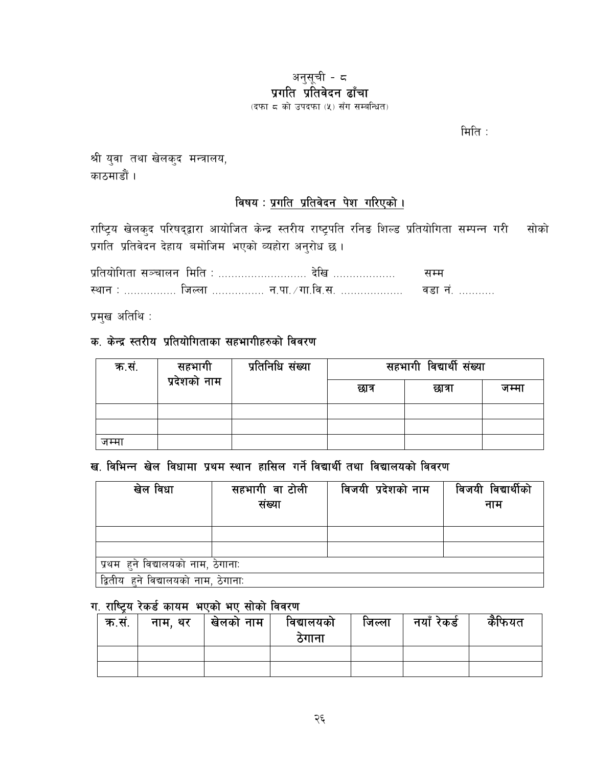अनुसूची - ८

## प्रगति प्रतिवेदन ढाँचा

(दफा ८ को उपदफा (५) सँग सम्बन्धित)

मिति :

श्री युवा तथा खेलकुद मन्त्रालय,
काठमाडौं ।

**विषय : प्रगति प्रतिवेदन पेश गरिएको ।**

राष्ट्रिय खेलकुद परिषद्द्वारा आयोजित केन्द्र स्तरीय राष्ट्रपति रनिङ शिल्ड प्रतियोगिता सम्पन्न गरी सोको प्रगति प्रतिवेदन देहाय बमोजिम भएको व्यहोरा अनुरोध छ ।

प्रतियोगिता सञ्चालन मिति : ........................... देखि .................. सम्म
स्थान : ................ जिल्ला ................ न.पा./गा.वि.स. .................. वडा नं. ...........

प्रमुख अतिथि :

### क. केन्द्र स्तरीय प्रतियोगिताका सहभागीहरुको विवरण

| क्र.सं. | सहभागी प्रदेशको नाम | प्रतिनिधि संख्या | सहभागी विद्यार्थी संख्या | | |
|---|---|---|---|---|---|
| | | | छात्र | छात्रा | जम्मा |
| | | | | | |
| | | | | | |
| जम्मा | | | | | |

### ख. विभिन्न खेल विधामा प्रथम स्थान हासिल गर्ने विद्यार्थी तथा विद्यालयको विवरण

| खेल विधा | सहभागी वा टोली संख्या | विजयी प्रदेशको नाम | विजयी विद्यार्थीको नाम |
|---|---|---|---|
| | | | |
| | | | |
| प्रथम हुने विद्यालयको नाम, ठेगानाः | | | |
| द्वितीय हुने विद्यालयको नाम, ठेगानाः | | | |

### ग. राष्ट्रिय रेकर्ड कायम भएको भए सोको विवरण

| क्र.सं. | नाम, थर | खेलको नाम | विद्यालयको ठेगाना | जिल्ला | नयाँ रेकर्ड | कैफियत |
|---|---|---|---|---|---|---|
| | | | | | | |
| | | | | | | |